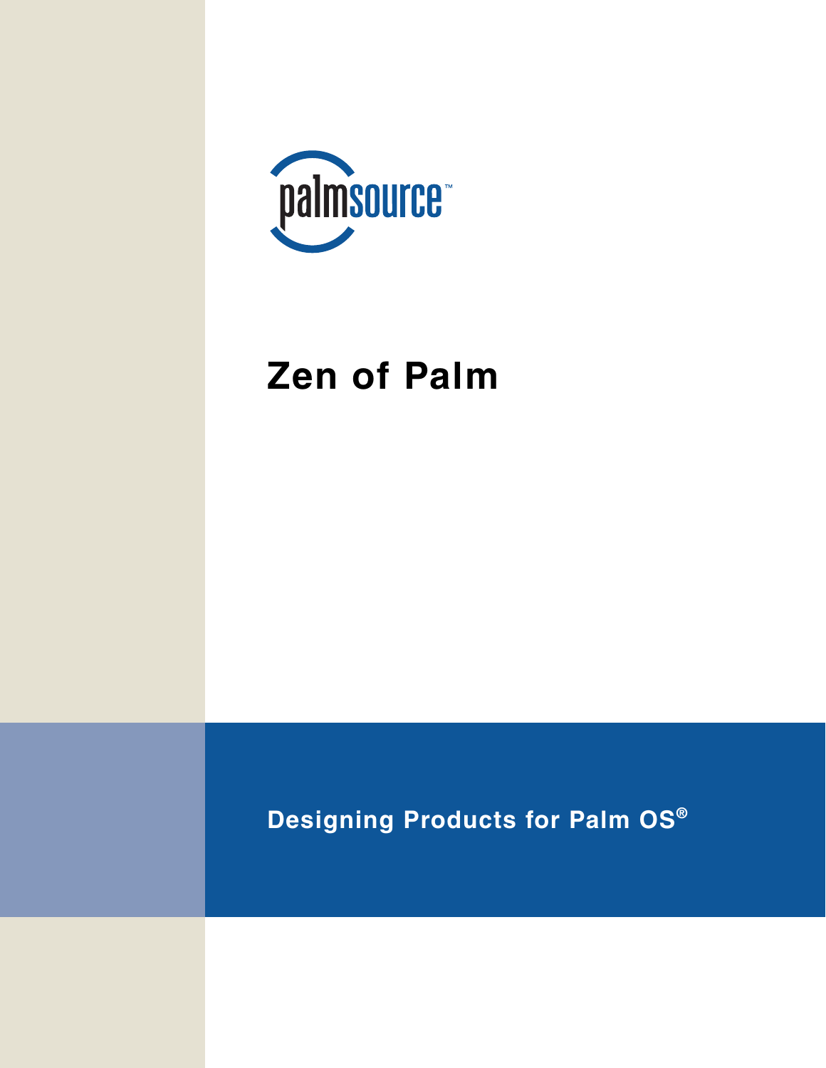palmsource™

# Zen of Palm

**Designing Products for Palm OS®**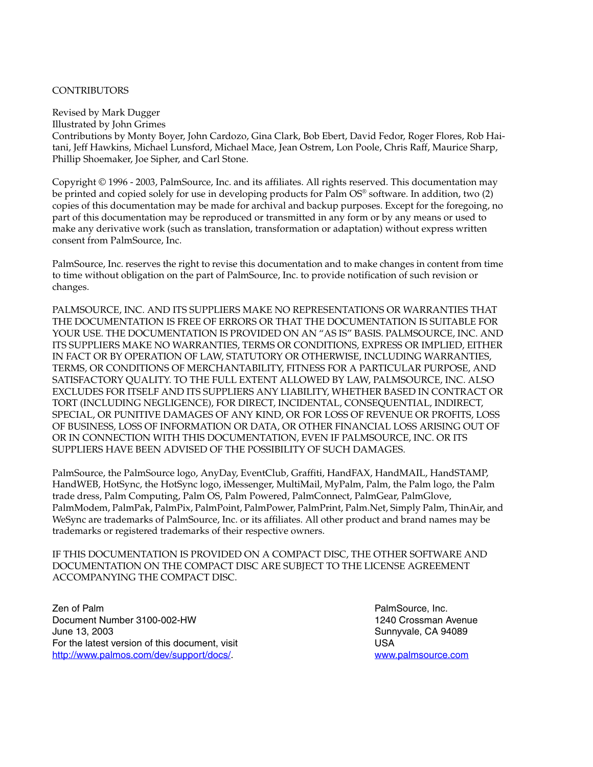CONTRIBUTORS

Revised by Mark Dugger
Illustrated by John Grimes
Contributions by Monty Boyer, John Cardozo, Gina Clark, Bob Ebert, David Fedor, Roger Flores, Rob Haitani, Jeff Hawkins, Michael Lunsford, Michael Mace, Jean Ostrem, Lon Poole, Chris Raff, Maurice Sharp, Phillip Shoemaker, Joe Sipher, and Carl Stone.

Copyright © 1996 - 2003, PalmSource, Inc. and its affiliates. All rights reserved. This documentation may be printed and copied solely for use in developing products for Palm OS® software. In addition, two (2) copies of this documentation may be made for archival and backup purposes. Except for the foregoing, no part of this documentation may be reproduced or transmitted in any form or by any means or used to make any derivative work (such as translation, transformation or adaptation) without express written consent from PalmSource, Inc.

PalmSource, Inc. reserves the right to revise this documentation and to make changes in content from time to time without obligation on the part of PalmSource, Inc. to provide notification of such revision or changes.

PALMSOURCE, INC. AND ITS SUPPLIERS MAKE NO REPRESENTATIONS OR WARRANTIES THAT THE DOCUMENTATION IS FREE OF ERRORS OR THAT THE DOCUMENTATION IS SUITABLE FOR YOUR USE. THE DOCUMENTATION IS PROVIDED ON AN "AS IS" BASIS. PALMSOURCE, INC. AND ITS SUPPLIERS MAKE NO WARRANTIES, TERMS OR CONDITIONS, EXPRESS OR IMPLIED, EITHER IN FACT OR BY OPERATION OF LAW, STATUTORY OR OTHERWISE, INCLUDING WARRANTIES, TERMS, OR CONDITIONS OF MERCHANTABILITY, FITNESS FOR A PARTICULAR PURPOSE, AND SATISFACTORY QUALITY. TO THE FULL EXTENT ALLOWED BY LAW, PALMSOURCE, INC. ALSO EXCLUDES FOR ITSELF AND ITS SUPPLIERS ANY LIABILITY, WHETHER BASED IN CONTRACT OR TORT (INCLUDING NEGLIGENCE), FOR DIRECT, INCIDENTAL, CONSEQUENTIAL, INDIRECT, SPECIAL, OR PUNITIVE DAMAGES OF ANY KIND, OR FOR LOSS OF REVENUE OR PROFITS, LOSS OF BUSINESS, LOSS OF INFORMATION OR DATA, OR OTHER FINANCIAL LOSS ARISING OUT OF OR IN CONNECTION WITH THIS DOCUMENTATION, EVEN IF PALMSOURCE, INC. OR ITS SUPPLIERS HAVE BEEN ADVISED OF THE POSSIBILITY OF SUCH DAMAGES.

PalmSource, the PalmSource logo, AnyDay, EventClub, Graffiti, HandFAX, HandMAIL, HandSTAMP, HandWEB, HotSync, the HotSync logo, iMessenger, MultiMail, MyPalm, Palm, the Palm logo, the Palm trade dress, Palm Computing, Palm OS, Palm Powered, PalmConnect, PalmGear, PalmGlove, PalmModem, PalmPak, PalmPix, PalmPoint, PalmPower, PalmPrint, Palm.Net, Simply Palm, ThinAir, and WeSync are trademarks of PalmSource, Inc. or its affiliates. All other product and brand names may be trademarks or registered trademarks of their respective owners.

IF THIS DOCUMENTATION IS PROVIDED ON A COMPACT DISC, THE OTHER SOFTWARE AND DOCUMENTATION ON THE COMPACT DISC ARE SUBJECT TO THE LICENSE AGREEMENT ACCOMPANYING THE COMPACT DISC.

Zen of Palm
Document Number 3100-002-HW
June 13, 2003
For the latest version of this document, visit
http://www.palmos.com/dev/support/docs/.

PalmSource, Inc.
1240 Crossman Avenue
Sunnyvale, CA 94089
USA
www.palmsource.com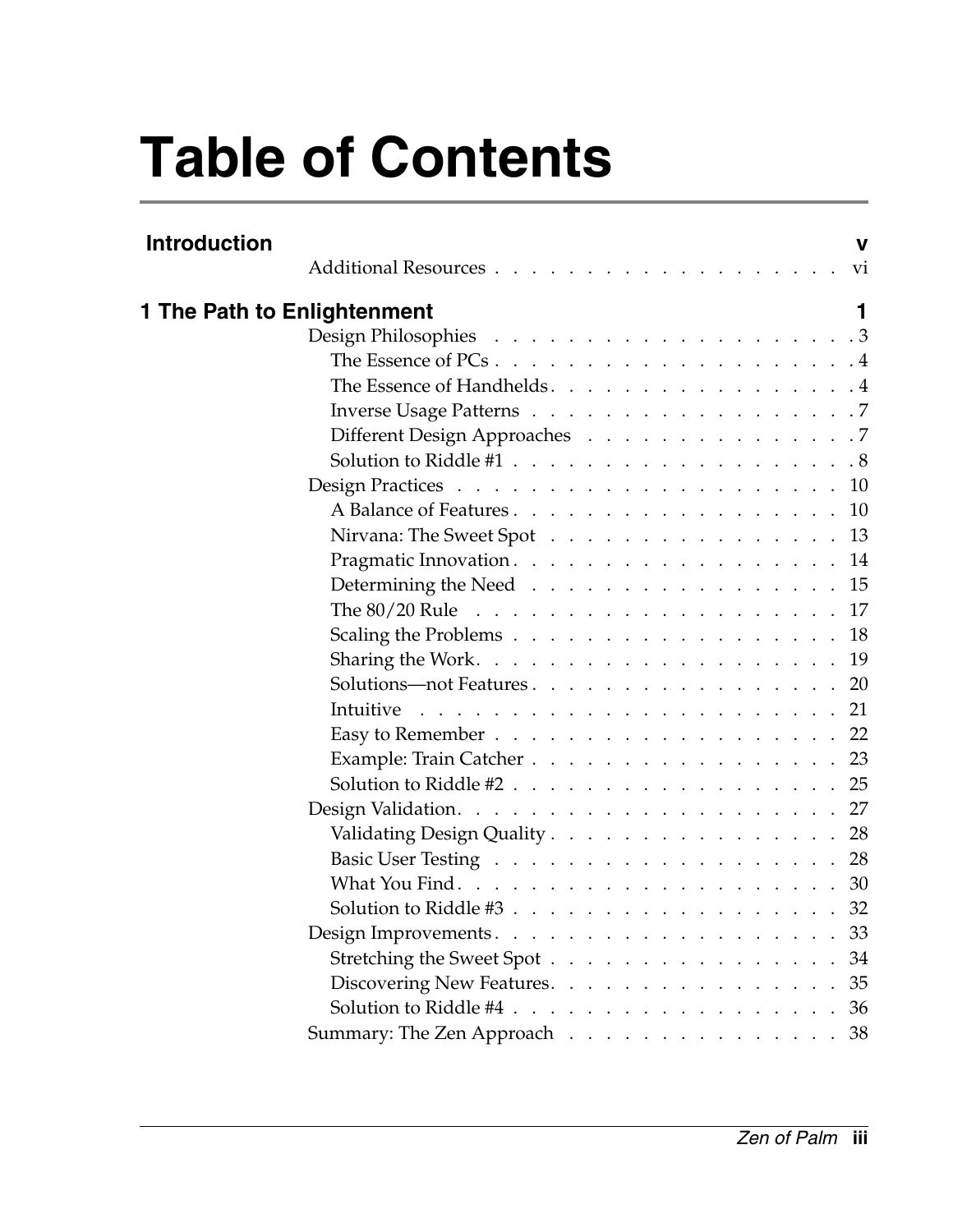# Table of Contents

| | |
|---|---|
| **Introduction** | **v** |
| Additional Resources | vi |
| **1 The Path to Enlightenment** | **1** |
| Design Philosophies | 3 |
| The Essence of PCs | 4 |
| The Essence of Handhelds | 4 |
| Inverse Usage Patterns | 7 |
| Different Design Approaches | 7 |
| Solution to Riddle #1 | 8 |
| Design Practices | 10 |
| A Balance of Features | 10 |
| Nirvana: The Sweet Spot | 13 |
| Pragmatic Innovation | 14 |
| Determining the Need | 15 |
| The 80/20 Rule | 17 |
| Scaling the Problems | 18 |
| Sharing the Work | 19 |
| Solutions—not Features | 20 |
| Intuitive | 21 |
| Easy to Remember | 22 |
| Example: Train Catcher | 23 |
| Solution to Riddle #2 | 25 |
| Design Validation | 27 |
| Validating Design Quality | 28 |
| Basic User Testing | 28 |
| What You Find | 30 |
| Solution to Riddle #3 | 32 |
| Design Improvements | 33 |
| Stretching the Sweet Spot | 34 |
| Discovering New Features | 35 |
| Solution to Riddle #4 | 36 |
| Summary: The Zen Approach | 38 |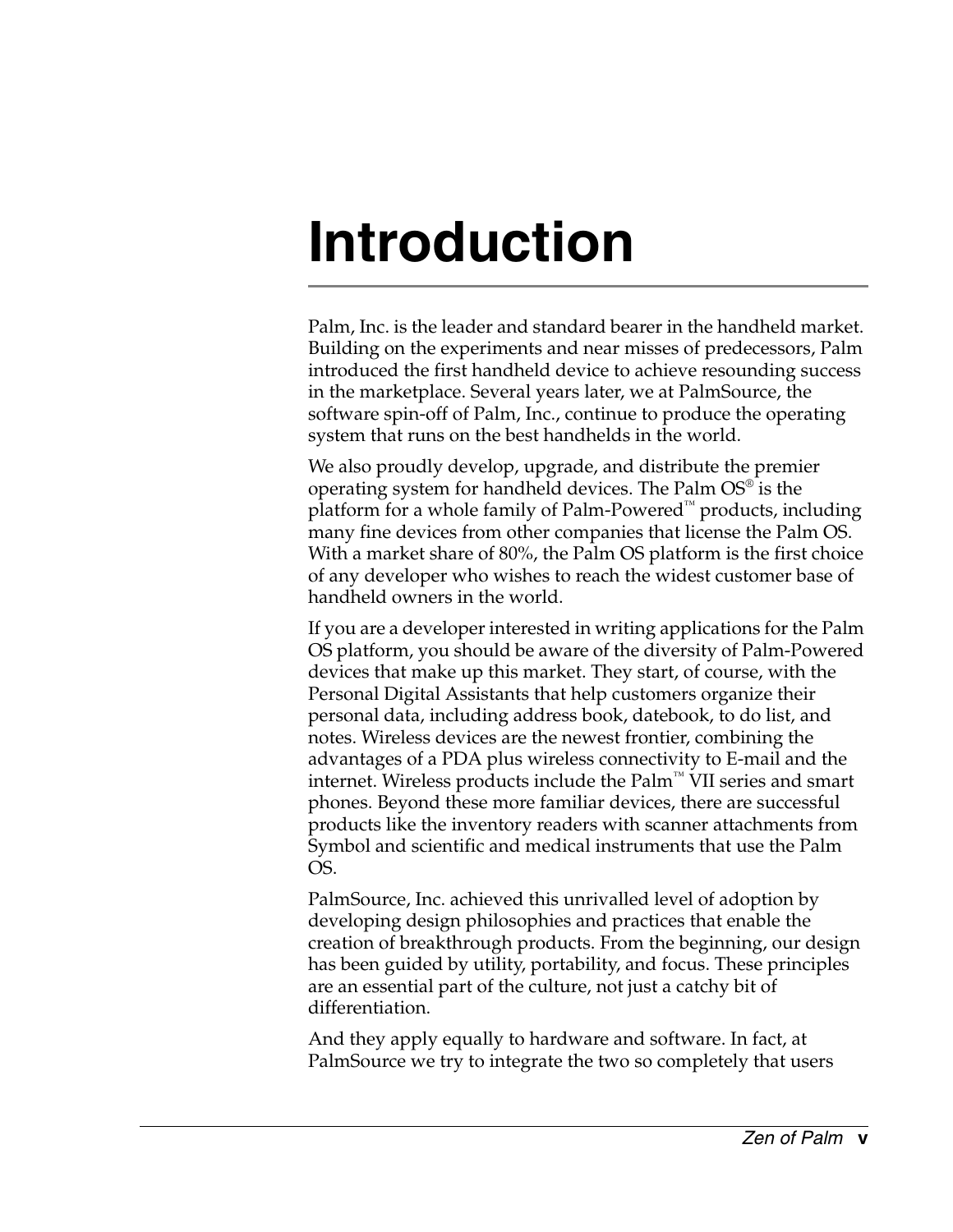# Introduction

Palm, Inc. is the leader and standard bearer in the handheld market. Building on the experiments and near misses of predecessors, Palm introduced the first handheld device to achieve resounding success in the marketplace. Several years later, we at PalmSource, the software spin-off of Palm, Inc., continue to produce the operating system that runs on the best handhelds in the world.

We also proudly develop, upgrade, and distribute the premier operating system for handheld devices. The Palm OS® is the platform for a whole family of Palm-Powered™ products, including many fine devices from other companies that license the Palm OS. With a market share of 80%, the Palm OS platform is the first choice of any developer who wishes to reach the widest customer base of handheld owners in the world.

If you are a developer interested in writing applications for the Palm OS platform, you should be aware of the diversity of Palm-Powered devices that make up this market. They start, of course, with the Personal Digital Assistants that help customers organize their personal data, including address book, datebook, to do list, and notes. Wireless devices are the newest frontier, combining the advantages of a PDA plus wireless connectivity to E-mail and the internet. Wireless products include the Palm™ VII series and smart phones. Beyond these more familiar devices, there are successful products like the inventory readers with scanner attachments from Symbol and scientific and medical instruments that use the Palm OS.

PalmSource, Inc. achieved this unrivalled level of adoption by developing design philosophies and practices that enable the creation of breakthrough products. From the beginning, our design has been guided by utility, portability, and focus. These principles are an essential part of the culture, not just a catchy bit of differentiation.

And they apply equally to hardware and software. In fact, at PalmSource we try to integrate the two so completely that users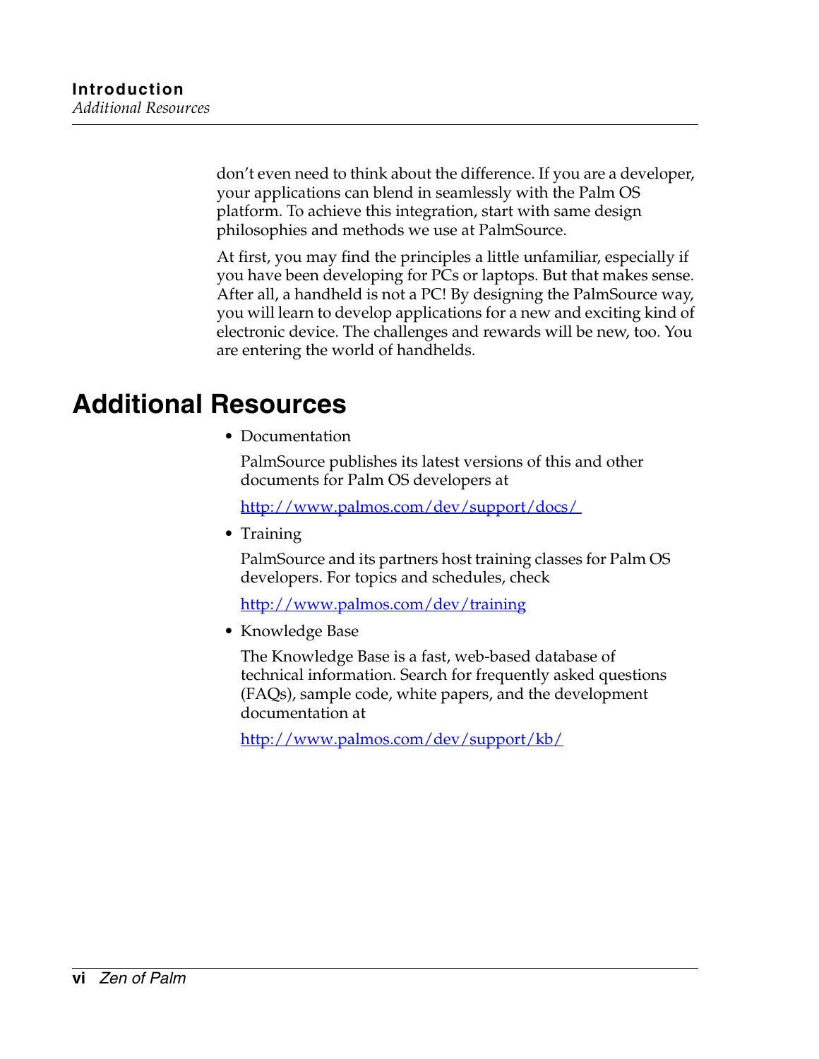don't even need to think about the difference. If you are a developer, your applications can blend in seamlessly with the Palm OS platform. To achieve this integration, start with same design philosophies and methods we use at PalmSource.

At first, you may find the principles a little unfamiliar, especially if you have been developing for PCs or laptops. But that makes sense. After all, a handheld is not a PC! By designing the PalmSource way, you will learn to develop applications for a new and exciting kind of electronic device. The challenges and rewards will be new, too. You are entering the world of handhelds.

## Additional Resources

- Documentation

  PalmSource publishes its latest versions of this and other documents for Palm OS developers at

  http://www.palmos.com/dev/support/docs/

- Training

  PalmSource and its partners host training classes for Palm OS developers. For topics and schedules, check

  http://www.palmos.com/dev/training

- Knowledge Base

  The Knowledge Base is a fast, web-based database of technical information. Search for frequently asked questions (FAQs), sample code, white papers, and the development documentation at

  http://www.palmos.com/dev/support/kb/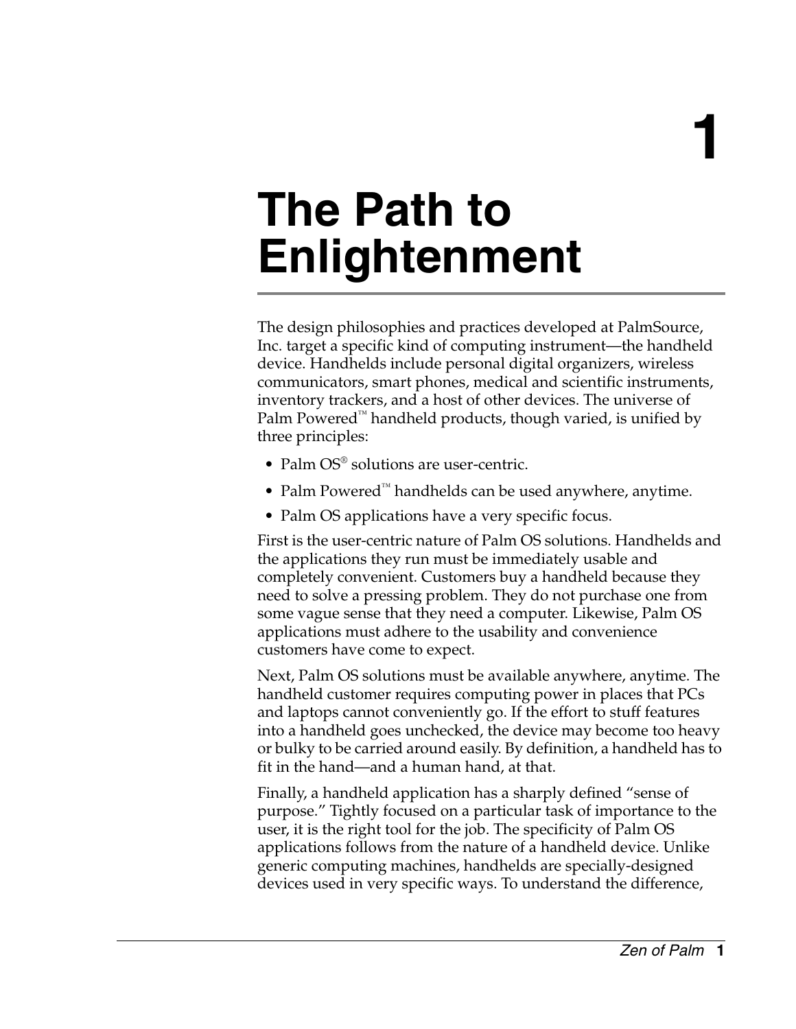# 1 The Path to Enlightenment

The design philosophies and practices developed at PalmSource, Inc. target a specific kind of computing instrument—the handheld device. Handhelds include personal digital organizers, wireless communicators, smart phones, medical and scientific instruments, inventory trackers, and a host of other devices. The universe of Palm Powered™ handheld products, though varied, is unified by three principles:

- Palm OS® solutions are user-centric.
- Palm Powered™ handhelds can be used anywhere, anytime.
- Palm OS applications have a very specific focus.

First is the user-centric nature of Palm OS solutions. Handhelds and the applications they run must be immediately usable and completely convenient. Customers buy a handheld because they need to solve a pressing problem. They do not purchase one from some vague sense that they need a computer. Likewise, Palm OS applications must adhere to the usability and convenience customers have come to expect.

Next, Palm OS solutions must be available anywhere, anytime. The handheld customer requires computing power in places that PCs and laptops cannot conveniently go. If the effort to stuff features into a handheld goes unchecked, the device may become too heavy or bulky to be carried around easily. By definition, a handheld has to fit in the hand—and a human hand, at that.

Finally, a handheld application has a sharply defined "sense of purpose." Tightly focused on a particular task of importance to the user, it is the right tool for the job. The specificity of Palm OS applications follows from the nature of a handheld device. Unlike generic computing machines, handhelds are specially-designed devices used in very specific ways. To understand the difference,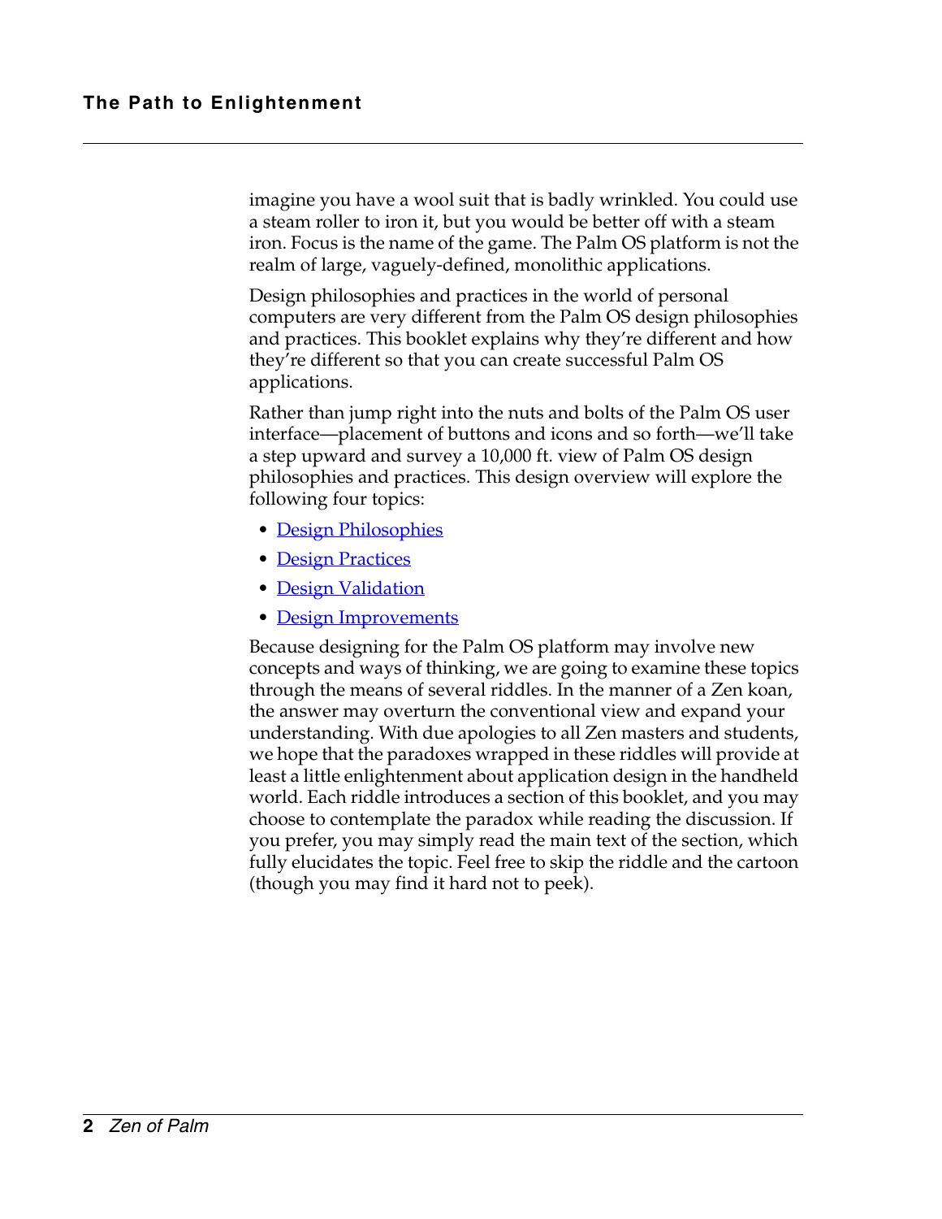imagine you have a wool suit that is badly wrinkled. You could use a steam roller to iron it, but you would be better off with a steam iron. Focus is the name of the game. The Palm OS platform is not the realm of large, vaguely-defined, monolithic applications.

Design philosophies and practices in the world of personal computers are very different from the Palm OS design philosophies and practices. This booklet explains why they're different and how they're different so that you can create successful Palm OS applications.

Rather than jump right into the nuts and bolts of the Palm OS user interface—placement of buttons and icons and so forth—we'll take a step upward and survey a 10,000 ft. view of Palm OS design philosophies and practices. This design overview will explore the following four topics:

- Design Philosophies
- Design Practices
- Design Validation
- Design Improvements

Because designing for the Palm OS platform may involve new concepts and ways of thinking, we are going to examine these topics through the means of several riddles. In the manner of a Zen koan, the answer may overturn the conventional view and expand your understanding. With due apologies to all Zen masters and students, we hope that the paradoxes wrapped in these riddles will provide at least a little enlightenment about application design in the handheld world. Each riddle introduces a section of this booklet, and you may choose to contemplate the paradox while reading the discussion. If you prefer, you may simply read the main text of the section, which fully elucidates the topic. Feel free to skip the riddle and the cartoon (though you may find it hard not to peek).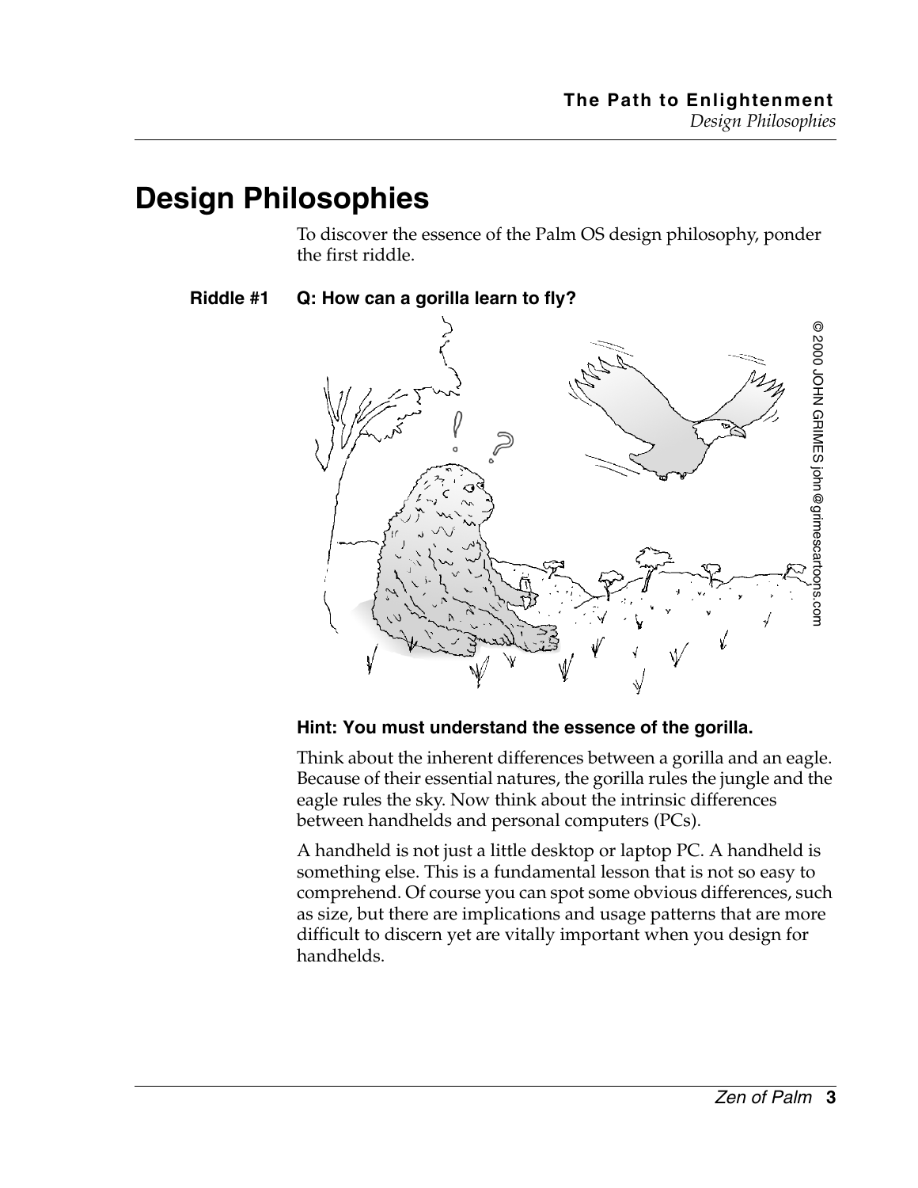# Design Philosophies

To discover the essence of the Palm OS design philosophy, ponder the first riddle.

**Riddle #1 Q: How can a gorilla learn to fly?**

**Hint: You must understand the essence of the gorilla.**

Think about the inherent differences between a gorilla and an eagle. Because of their essential natures, the gorilla rules the jungle and the eagle rules the sky. Now think about the intrinsic differences between handhelds and personal computers (PCs).

A handheld is not just a little desktop or laptop PC. A handheld is something else. This is a fundamental lesson that is not so easy to comprehend. Of course you can spot some obvious differences, such as size, but there are implications and usage patterns that are more difficult to discern yet are vitally important when you design for handhelds.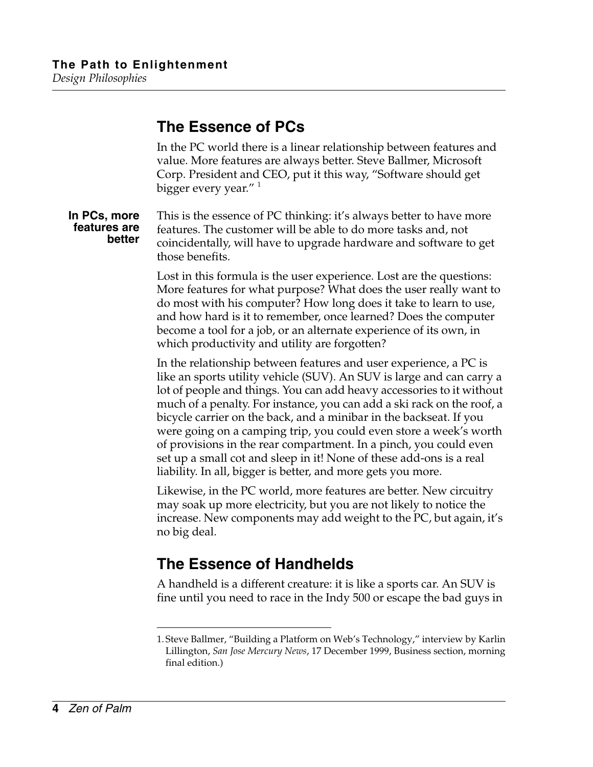## The Essence of PCs

In the PC world there is a linear relationship between features and value. More features are always better. Steve Ballmer, Microsoft Corp. President and CEO, put it this way, “Software should get bigger every year.” [1]

**In PCs, more features are better**

This is the essence of PC thinking: it’s always better to have more features. The customer will be able to do more tasks and, not coincidentally, will have to upgrade hardware and software to get those benefits.

Lost in this formula is the user experience. Lost are the questions: More features for what purpose? What does the user really want to do most with his computer? How long does it take to learn to use, and how hard is it to remember, once learned? Does the computer become a tool for a job, or an alternate experience of its own, in which productivity and utility are forgotten?

In the relationship between features and user experience, a PC is like an sports utility vehicle (SUV). An SUV is large and can carry a lot of people and things. You can add heavy accessories to it without much of a penalty. For instance, you can add a ski rack on the roof, a bicycle carrier on the back, and a minibar in the backseat. If you were going on a camping trip, you could even store a week’s worth of provisions in the rear compartment. In a pinch, you could even set up a small cot and sleep in it! None of these add-ons is a real liability. In all, bigger is better, and more gets you more.

Likewise, in the PC world, more features are better. New circuitry may soak up more electricity, but you are not likely to notice the increase. New components may add weight to the PC, but again, it’s no big deal.

## The Essence of Handhelds

A handheld is a different creature: it is like a sports car. An SUV is fine until you need to race in the Indy 500 or escape the bad guys in

---

1. Steve Ballmer, “Building a Platform on Web’s Technology,” interview by Karlin Lillington, *San Jose Mercury News*, 17 December 1999, Business section, morning final edition.)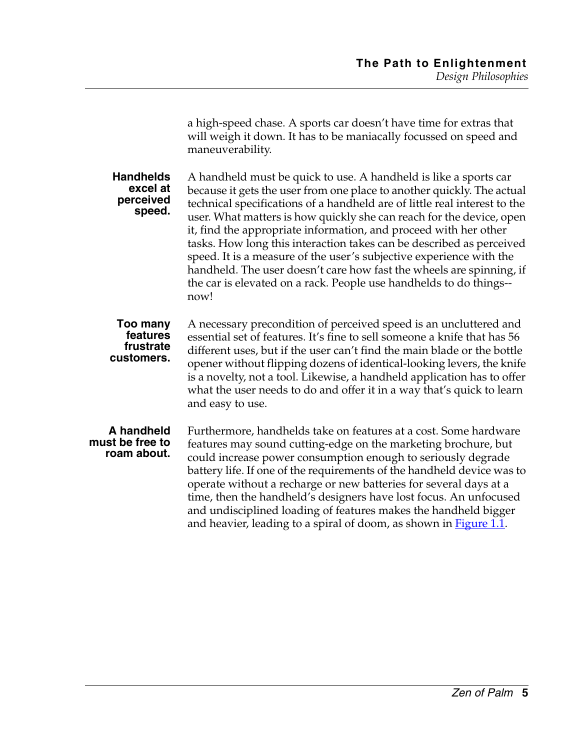a high-speed chase. A sports car doesn't have time for extras that will weigh it down. It has to be maniacally focussed on speed and maneuverability.

**Handhelds excel at perceived speed.**

A handheld must be quick to use. A handheld is like a sports car because it gets the user from one place to another quickly. The actual technical specifications of a handheld are of little real interest to the user. What matters is how quickly she can reach for the device, open it, find the appropriate information, and proceed with her other tasks. How long this interaction takes can be described as perceived speed. It is a measure of the user's subjective experience with the handheld. The user doesn't care how fast the wheels are spinning, if the car is elevated on a rack. People use handhelds to do things--now!

**Too many features frustrate customers.**

A necessary precondition of perceived speed is an uncluttered and essential set of features. It's fine to sell someone a knife that has 56 different uses, but if the user can't find the main blade or the bottle opener without flipping dozens of identical-looking levers, the knife is a novelty, not a tool. Likewise, a handheld application has to offer what the user needs to do and offer it in a way that's quick to learn and easy to use.

**A handheld must be free to roam about.**

Furthermore, handhelds take on features at a cost. Some hardware features may sound cutting-edge on the marketing brochure, but could increase power consumption enough to seriously degrade battery life. If one of the requirements of the handheld device was to operate without a recharge or new batteries for several days at a time, then the handheld's designers have lost focus. An unfocused and undisciplined loading of features makes the handheld bigger and heavier, leading to a spiral of doom, as shown in Figure 1.1.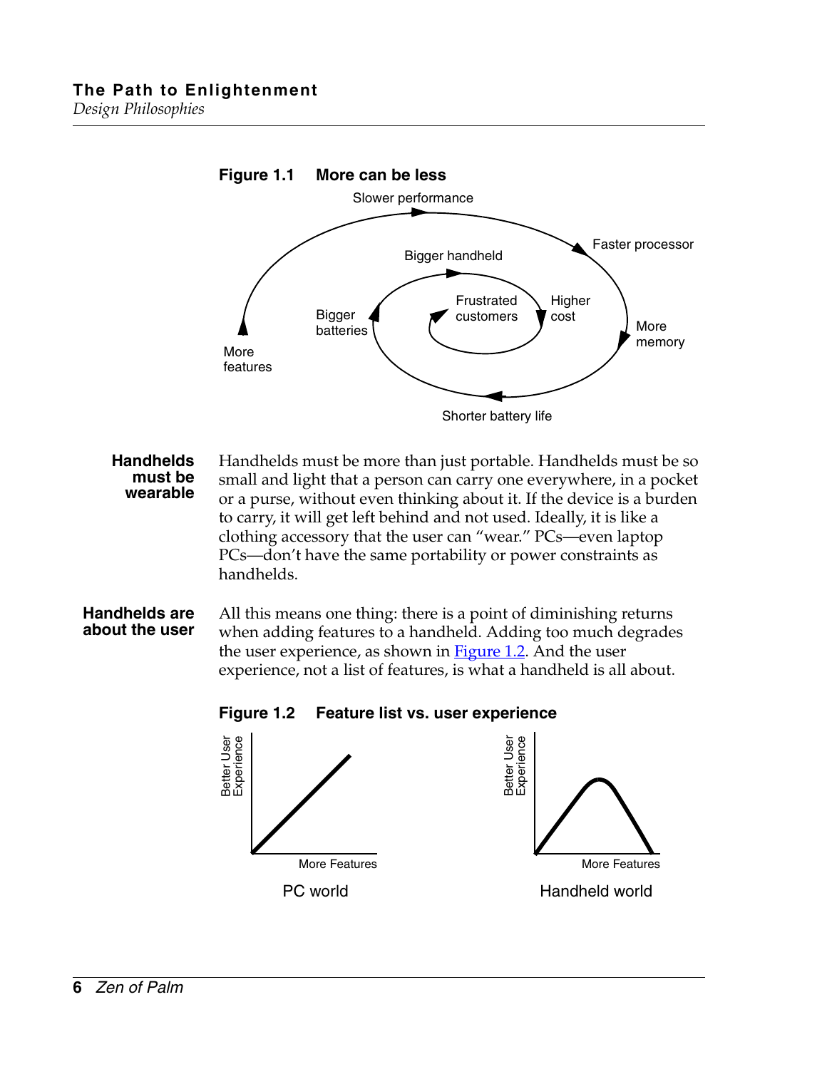**Figure 1.1 More can be less**

Slower performance

Faster processor

Bigger handheld

Frustrated customers

Higher cost

Bigger batteries

More memory

More features

Shorter battery life

**Handhelds must be wearable**

Handhelds must be more than just portable. Handhelds must be so small and light that a person can carry one everywhere, in a pocket or a purse, without even thinking about it. If the device is a burden to carry, it will get left behind and not used. Ideally, it is like a clothing accessory that the user can "wear." PCs—even laptop PCs—don't have the same portability or power constraints as handhelds.

**Handhelds are about the user**

All this means one thing: there is a point of diminishing returns when adding features to a handheld. Adding too much degrades the user experience, as shown in Figure 1.2. And the user experience, not a list of features, is what a handheld is all about.

**Figure 1.2 Feature list vs. user experience**

Better User Experience

More Features

PC world

Better User Experience

More Features

Handheld world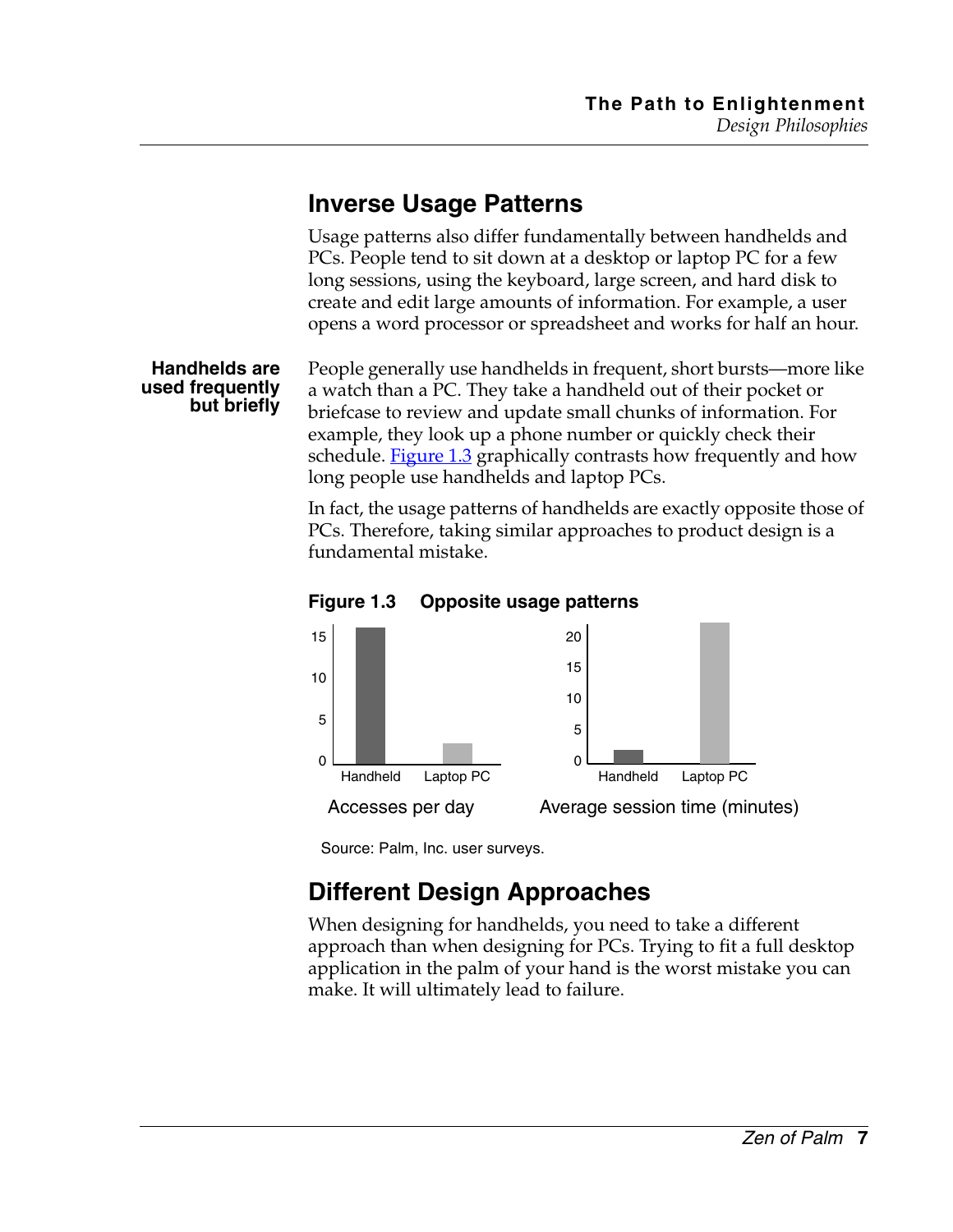## Inverse Usage Patterns

Usage patterns also differ fundamentally between handhelds and PCs. People tend to sit down at a desktop or laptop PC for a few long sessions, using the keyboard, large screen, and hard disk to create and edit large amounts of information. For example, a user opens a word processor or spreadsheet and works for half an hour.

**Handhelds are used frequently but briefly**

People generally use handhelds in frequent, short bursts—more like a watch than a PC. They take a handheld out of their pocket or briefcase to review and update small chunks of information. For example, they look up a phone number or quickly check their schedule. Figure 1.3 graphically contrasts how frequently and how long people use handhelds and laptop PCs.

In fact, the usage patterns of handhelds are exactly opposite those of PCs. Therefore, taking similar approaches to product design is a fundamental mistake.

**Figure 1.3 Opposite usage patterns**

15
10
5
0
Handheld Laptop PC
Accesses per day

20
15
10
5
0
Handheld Laptop PC
Average session time (minutes)

Source: Palm, Inc. user surveys.

## Different Design Approaches

When designing for handhelds, you need to take a different approach than when designing for PCs. Trying to fit a full desktop application in the palm of your hand is the worst mistake you can make. It will ultimately lead to failure.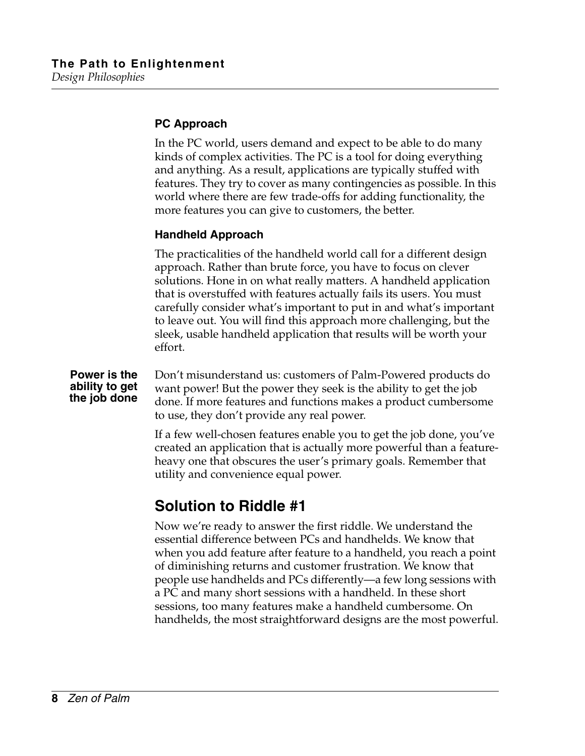### PC Approach

In the PC world, users demand and expect to be able to do many kinds of complex activities. The PC is a tool for doing everything and anything. As a result, applications are typically stuffed with features. They try to cover as many contingencies as possible. In this world where there are few trade-offs for adding functionality, the more features you can give to customers, the better.

### Handheld Approach

The practicalities of the handheld world call for a different design approach. Rather than brute force, you have to focus on clever solutions. Hone in on what really matters. A handheld application that is overstuffed with features actually fails its users. You must carefully consider what's important to put in and what's important to leave out. You will find this approach more challenging, but the sleek, usable handheld application that results will be worth your effort.

**Power is the ability to get the job done**

Don't misunderstand us: customers of Palm-Powered products do want power! But the power they seek is the ability to get the job done. If more features and functions makes a product cumbersome to use, they don't provide any real power.

If a few well-chosen features enable you to get the job done, you've created an application that is actually more powerful than a feature-heavy one that obscures the user's primary goals. Remember that utility and convenience equal power.

## Solution to Riddle #1

Now we're ready to answer the first riddle. We understand the essential difference between PCs and handhelds. We know that when you add feature after feature to a handheld, you reach a point of diminishing returns and customer frustration. We know that people use handhelds and PCs differently—a few long sessions with a PC and many short sessions with a handheld. In these short sessions, too many features make a handheld cumbersome. On handhelds, the most straightforward designs are the most powerful.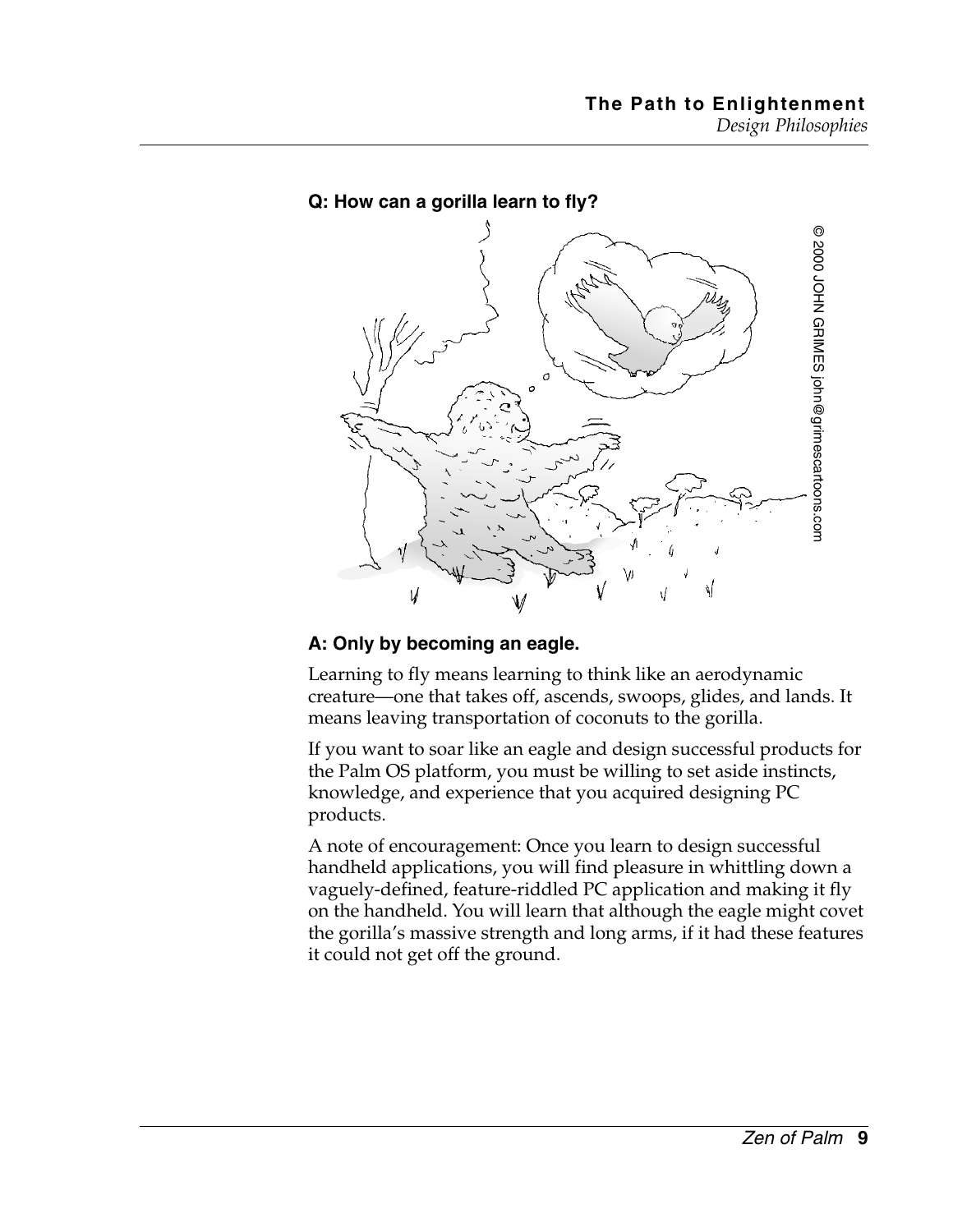**Q: How can a gorilla learn to fly?**

**A: Only by becoming an eagle.**

Learning to fly means learning to think like an aerodynamic creature—one that takes off, ascends, swoops, glides, and lands. It means leaving transportation of coconuts to the gorilla.

If you want to soar like an eagle and design successful products for the Palm OS platform, you must be willing to set aside instincts, knowledge, and experience that you acquired designing PC products.

A note of encouragement: Once you learn to design successful handheld applications, you will find pleasure in whittling down a vaguely-defined, feature-riddled PC application and making it fly on the handheld. You will learn that although the eagle might covet the gorilla's massive strength and long arms, if it had these features it could not get off the ground.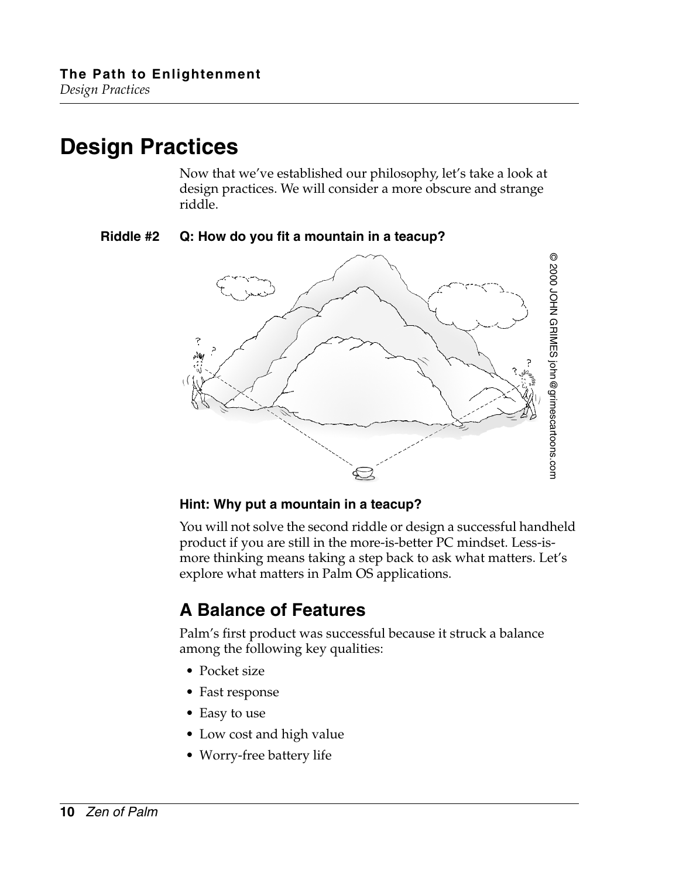# Design Practices

Now that we've established our philosophy, let's take a look at design practices. We will consider a more obscure and strange riddle.

**Riddle #2** **Q: How do you fit a mountain in a teacup?**

© 2000 JOHN GRIMES john@grimescartoons.com

**Hint: Why put a mountain in a teacup?**

You will not solve the second riddle or design a successful handheld product if you are still in the more-is-better PC mindset. Less-is-more thinking means taking a step back to ask what matters. Let's explore what matters in Palm OS applications.

## A Balance of Features

Palm's first product was successful because it struck a balance among the following key qualities:

- Pocket size
- Fast response
- Easy to use
- Low cost and high value
- Worry-free battery life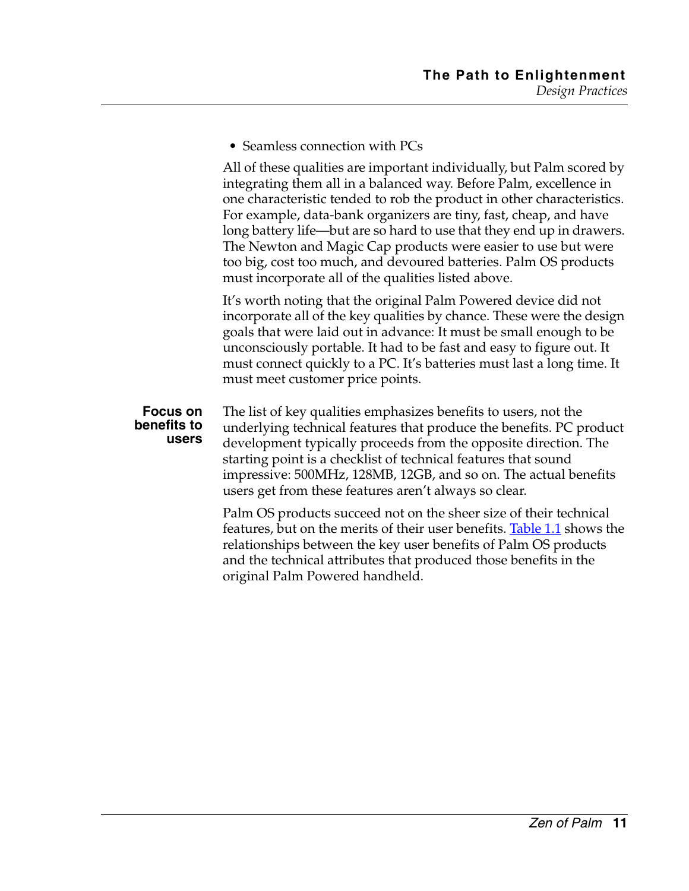- Seamless connection with PCs

All of these qualities are important individually, but Palm scored by integrating them all in a balanced way. Before Palm, excellence in one characteristic tended to rob the product in other characteristics. For example, data-bank organizers are tiny, fast, cheap, and have long battery life—but are so hard to use that they end up in drawers. The Newton and Magic Cap products were easier to use but were too big, cost too much, and devoured batteries. Palm OS products must incorporate all of the qualities listed above.

It's worth noting that the original Palm Powered device did not incorporate all of the key qualities by chance. These were the design goals that were laid out in advance: It must be small enough to be unconsciously portable. It had to be fast and easy to figure out. It must connect quickly to a PC. It's batteries must last a long time. It must meet customer price points.

### Focus on benefits to users

The list of key qualities emphasizes benefits to users, not the underlying technical features that produce the benefits. PC product development typically proceeds from the opposite direction. The starting point is a checklist of technical features that sound impressive: 500MHz, 128MB, 12GB, and so on. The actual benefits users get from these features aren't always so clear.

Palm OS products succeed not on the sheer size of their technical features, but on the merits of their user benefits. Table 1.1 shows the relationships between the key user benefits of Palm OS products and the technical attributes that produced those benefits in the original Palm Powered handheld.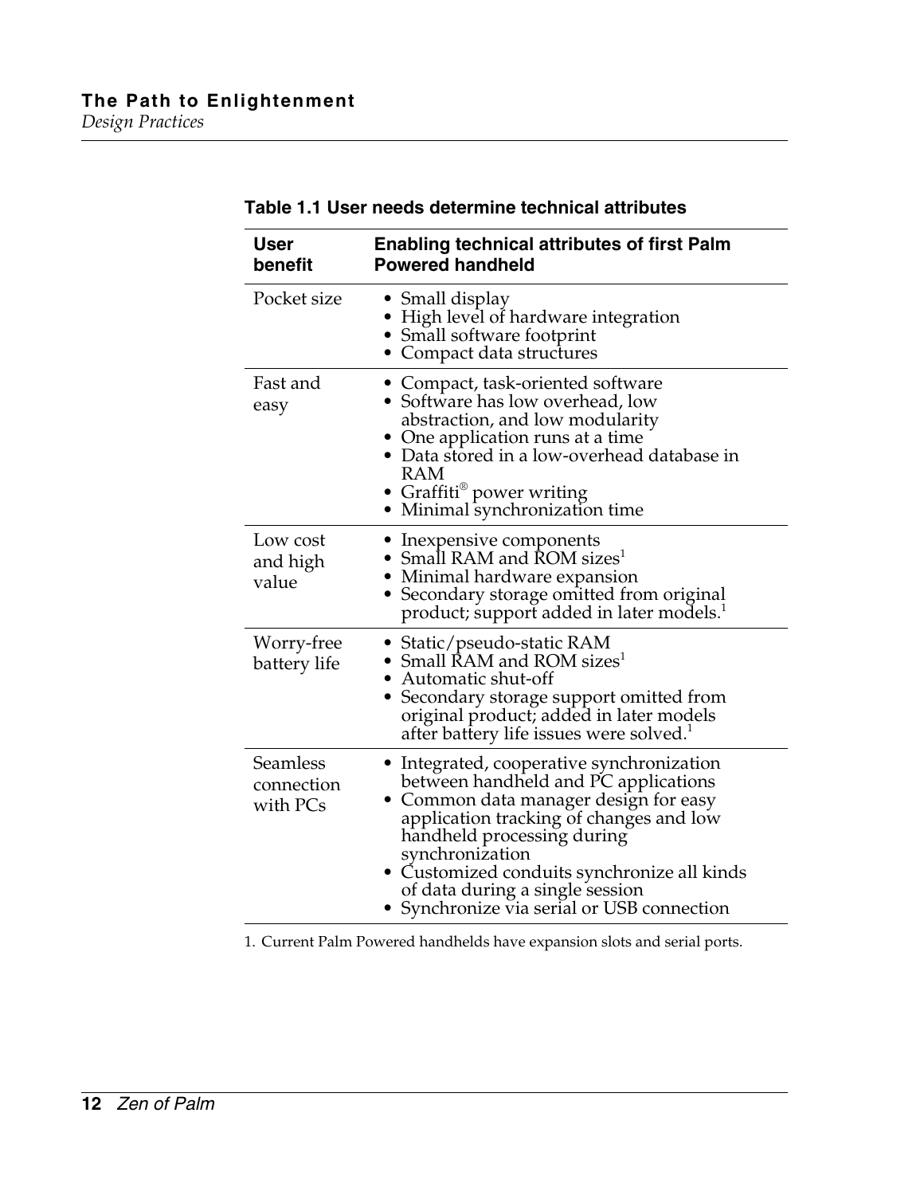**Table 1.1 User needs determine technical attributes**

| User benefit | Enabling technical attributes of first Palm Powered handheld |
|---|---|
| Pocket size | • Small display<br>• High level of hardware integration<br>• Small software footprint<br>• Compact data structures |
| Fast and easy | • Compact, task-oriented software<br>• Software has low overhead, low abstraction, and low modularity<br>• One application runs at a time<br>• Data stored in a low-overhead database in RAM<br>• Graffiti® power writing<br>• Minimal synchronization time |
| Low cost and high value | • Inexpensive components<br>• Small RAM and ROM sizes[1]<br>• Minimal hardware expansion<br>• Secondary storage omitted from original product; support added in later models.[1] |
| Worry-free battery life | • Static/pseudo-static RAM<br>• Small RAM and ROM sizes[1]<br>• Automatic shut-off<br>• Secondary storage support omitted from original product; added in later models after battery life issues were solved.[1] |
| Seamless connection with PCs | • Integrated, cooperative synchronization between handheld and PC applications<br>• Common data manager design for easy application tracking of changes and low handheld processing during synchronization<br>• Customized conduits synchronize all kinds of data during a single session<br>• Synchronize via serial or USB connection |

1. Current Palm Powered handhelds have expansion slots and serial ports.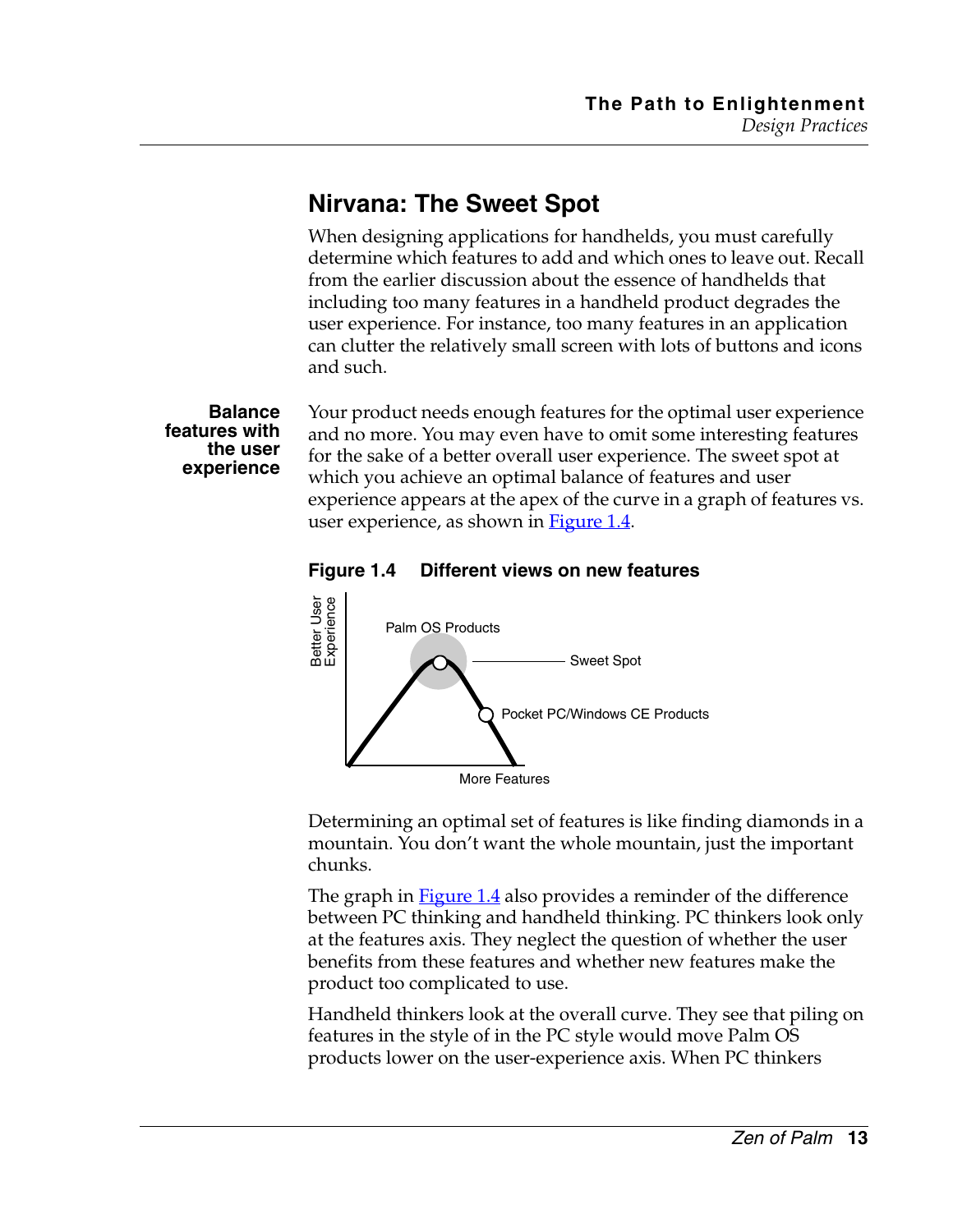## Nirvana: The Sweet Spot

When designing applications for handhelds, you must carefully determine which features to add and which ones to leave out. Recall from the earlier discussion about the essence of handhelds that including too many features in a handheld product degrades the user experience. For instance, too many features in an application can clutter the relatively small screen with lots of buttons and icons and such.

**Balance features with the user experience**

Your product needs enough features for the optimal user experience and no more. You may even have to omit some interesting features for the sake of a better overall user experience. The sweet spot at which you achieve an optimal balance of features and user experience appears at the apex of the curve in a graph of features vs. user experience, as shown in Figure 1.4.

**Figure 1.4 Different views on new features**

Better User Experience

Palm OS Products

Sweet Spot

Pocket PC/Windows CE Products

More Features

Determining an optimal set of features is like finding diamonds in a mountain. You don't want the whole mountain, just the important chunks.

The graph in Figure 1.4 also provides a reminder of the difference between PC thinking and handheld thinking. PC thinkers look only at the features axis. They neglect the question of whether the user benefits from these features and whether new features make the product too complicated to use.

Handheld thinkers look at the overall curve. They see that piling on features in the style of in the PC style would move Palm OS products lower on the user-experience axis. When PC thinkers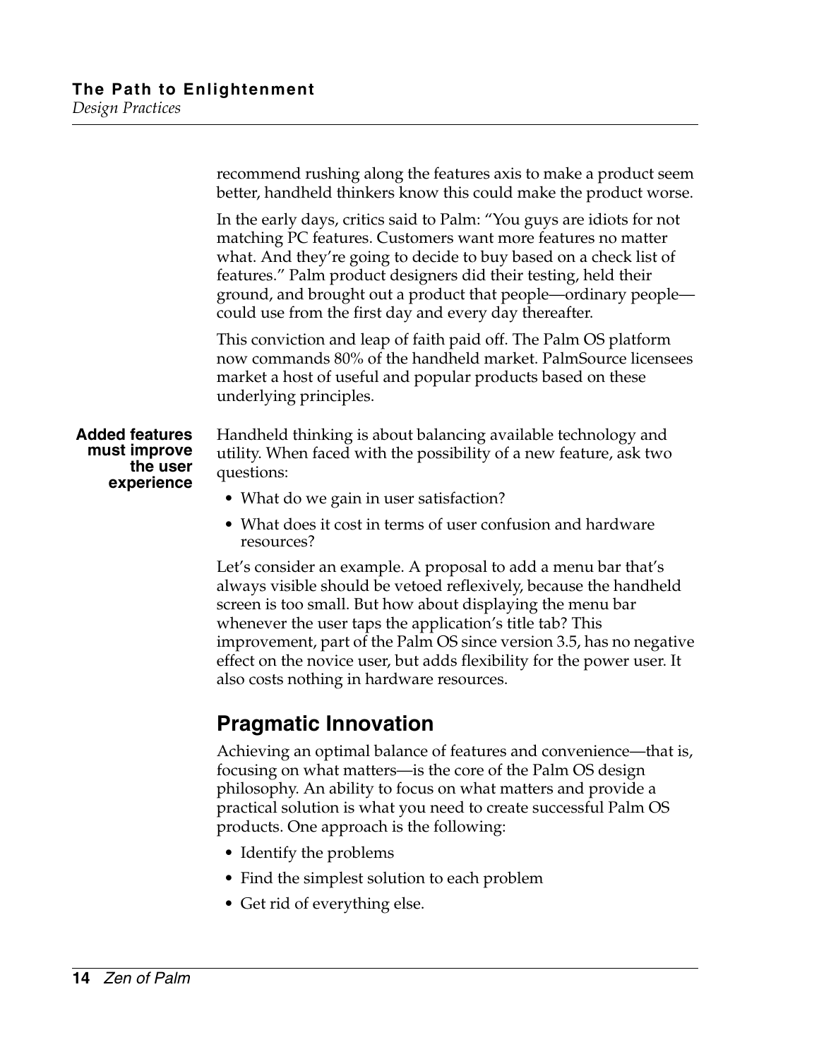recommend rushing along the features axis to make a product seem better, handheld thinkers know this could make the product worse.

In the early days, critics said to Palm: "You guys are idiots for not matching PC features. Customers want more features no matter what. And they're going to decide to buy based on a check list of features." Palm product designers did their testing, held their ground, and brought out a product that people—ordinary people—could use from the first day and every day thereafter.

This conviction and leap of faith paid off. The Palm OS platform now commands 80% of the handheld market. PalmSource licensees market a host of useful and popular products based on these underlying principles.

**Added features must improve the user experience**

Handheld thinking is about balancing available technology and utility. When faced with the possibility of a new feature, ask two questions:

- What do we gain in user satisfaction?
- What does it cost in terms of user confusion and hardware resources?

Let's consider an example. A proposal to add a menu bar that's always visible should be vetoed reflexively, because the handheld screen is too small. But how about displaying the menu bar whenever the user taps the application's title tab? This improvement, part of the Palm OS since version 3.5, has no negative effect on the novice user, but adds flexibility for the power user. It also costs nothing in hardware resources.

## Pragmatic Innovation

Achieving an optimal balance of features and convenience—that is, focusing on what matters—is the core of the Palm OS design philosophy. An ability to focus on what matters and provide a practical solution is what you need to create successful Palm OS products. One approach is the following:

- Identify the problems
- Find the simplest solution to each problem
- Get rid of everything else.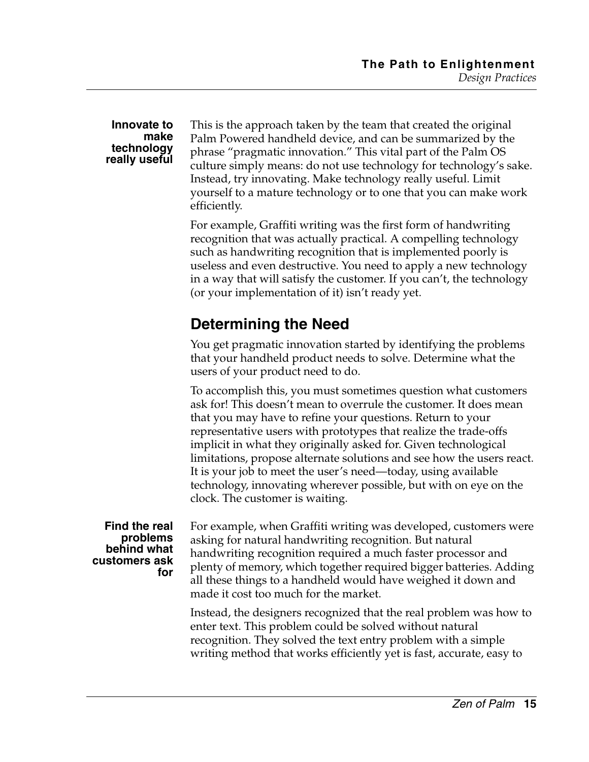**Innovate to make technology really useful**

This is the approach taken by the team that created the original Palm Powered handheld device, and can be summarized by the phrase "pragmatic innovation." This vital part of the Palm OS culture simply means: do not use technology for technology's sake. Instead, try innovating. Make technology really useful. Limit yourself to a mature technology or to one that you can make work efficiently.

For example, Graffiti writing was the first form of handwriting recognition that was actually practical. A compelling technology such as handwriting recognition that is implemented poorly is useless and even destructive. You need to apply a new technology in a way that will satisfy the customer. If you can't, the technology (or your implementation of it) isn't ready yet.

## Determining the Need

You get pragmatic innovation started by identifying the problems that your handheld product needs to solve. Determine what the users of your product need to do.

To accomplish this, you must sometimes question what customers ask for! This doesn't mean to overrule the customer. It does mean that you may have to refine your questions. Return to your representative users with prototypes that realize the trade-offs implicit in what they originally asked for. Given technological limitations, propose alternate solutions and see how the users react. It is your job to meet the user's need—today, using available technology, innovating wherever possible, but with on eye on the clock. The customer is waiting.

**Find the real problems behind what customers ask for**

For example, when Graffiti writing was developed, customers were asking for natural handwriting recognition. But natural handwriting recognition required a much faster processor and plenty of memory, which together required bigger batteries. Adding all these things to a handheld would have weighed it down and made it cost too much for the market.

Instead, the designers recognized that the real problem was how to enter text. This problem could be solved without natural recognition. They solved the text entry problem with a simple writing method that works efficiently yet is fast, accurate, easy to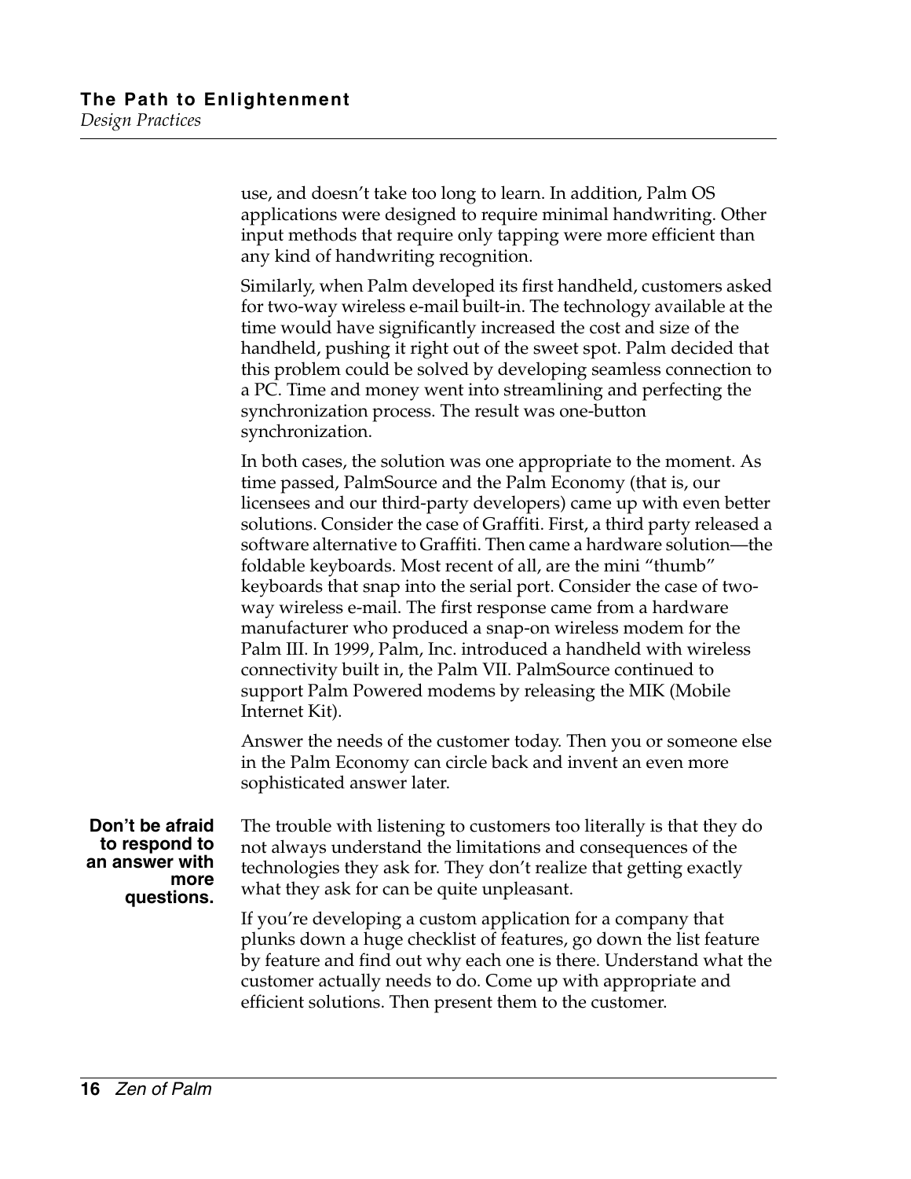use, and doesn't take too long to learn. In addition, Palm OS applications were designed to require minimal handwriting. Other input methods that require only tapping were more efficient than any kind of handwriting recognition.

Similarly, when Palm developed its first handheld, customers asked for two-way wireless e-mail built-in. The technology available at the time would have significantly increased the cost and size of the handheld, pushing it right out of the sweet spot. Palm decided that this problem could be solved by developing seamless connection to a PC. Time and money went into streamlining and perfecting the synchronization process. The result was one-button synchronization.

In both cases, the solution was one appropriate to the moment. As time passed, PalmSource and the Palm Economy (that is, our licensees and our third-party developers) came up with even better solutions. Consider the case of Graffiti. First, a third party released a software alternative to Graffiti. Then came a hardware solution—the foldable keyboards. Most recent of all, are the mini "thumb" keyboards that snap into the serial port. Consider the case of two-way wireless e-mail. The first response came from a hardware manufacturer who produced a snap-on wireless modem for the Palm III. In 1999, Palm, Inc. introduced a handheld with wireless connectivity built in, the Palm VII. PalmSource continued to support Palm Powered modems by releasing the MIK (Mobile Internet Kit).

Answer the needs of the customer today. Then you or someone else in the Palm Economy can circle back and invent an even more sophisticated answer later.

**Don't be afraid to respond to an answer with more questions.**

The trouble with listening to customers too literally is that they do not always understand the limitations and consequences of the technologies they ask for. They don't realize that getting exactly what they ask for can be quite unpleasant.

If you're developing a custom application for a company that plunks down a huge checklist of features, go down the list feature by feature and find out why each one is there. Understand what the customer actually needs to do. Come up with appropriate and efficient solutions. Then present them to the customer.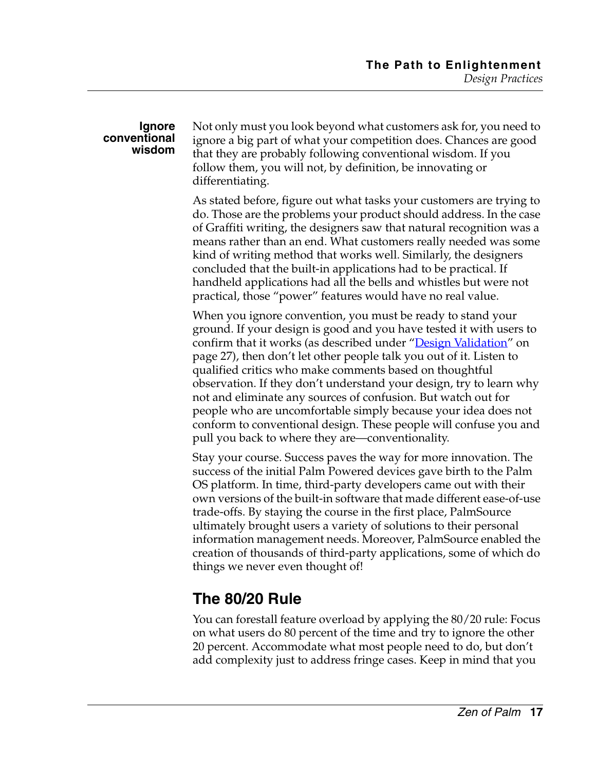**Ignore conventional wisdom**

Not only must you look beyond what customers ask for, you need to ignore a big part of what your competition does. Chances are good that they are probably following conventional wisdom. If you follow them, you will not, by definition, be innovating or differentiating.

As stated before, figure out what tasks your customers are trying to do. Those are the problems your product should address. In the case of Graffiti writing, the designers saw that natural recognition was a means rather than an end. What customers really needed was some kind of writing method that works well. Similarly, the designers concluded that the built-in applications had to be practical. If handheld applications had all the bells and whistles but were not practical, those "power" features would have no real value.

When you ignore convention, you must be ready to stand your ground. If your design is good and you have tested it with users to confirm that it works (as described under "Design Validation" on page 27), then don't let other people talk you out of it. Listen to qualified critics who make comments based on thoughtful observation. If they don't understand your design, try to learn why not and eliminate any sources of confusion. But watch out for people who are uncomfortable simply because your idea does not conform to conventional design. These people will confuse you and pull you back to where they are—conventionality.

Stay your course. Success paves the way for more innovation. The success of the initial Palm Powered devices gave birth to the Palm OS platform. In time, third-party developers came out with their own versions of the built-in software that made different ease-of-use trade-offs. By staying the course in the first place, PalmSource ultimately brought users a variety of solutions to their personal information management needs. Moreover, PalmSource enabled the creation of thousands of third-party applications, some of which do things we never even thought of!

## The 80/20 Rule

You can forestall feature overload by applying the 80/20 rule: Focus on what users do 80 percent of the time and try to ignore the other 20 percent. Accommodate what most people need to do, but don't add complexity just to address fringe cases. Keep in mind that you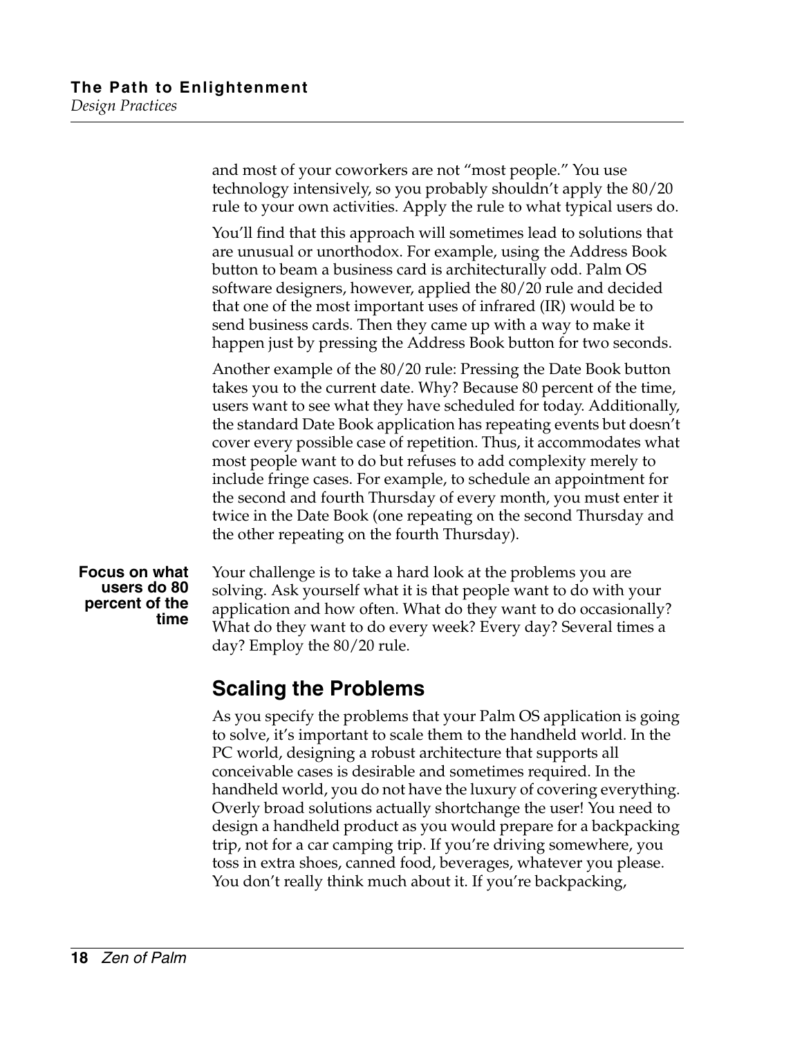and most of your coworkers are not “most people.” You use technology intensively, so you probably shouldn’t apply the 80/20 rule to your own activities. Apply the rule to what typical users do.

You’ll find that this approach will sometimes lead to solutions that are unusual or unorthodox. For example, using the Address Book button to beam a business card is architecturally odd. Palm OS software designers, however, applied the 80/20 rule and decided that one of the most important uses of infrared (IR) would be to send business cards. Then they came up with a way to make it happen just by pressing the Address Book button for two seconds.

Another example of the 80/20 rule: Pressing the Date Book button takes you to the current date. Why? Because 80 percent of the time, users want to see what they have scheduled for today. Additionally, the standard Date Book application has repeating events but doesn’t cover every possible case of repetition. Thus, it accommodates what most people want to do but refuses to add complexity merely to include fringe cases. For example, to schedule an appointment for the second and fourth Thursday of every month, you must enter it twice in the Date Book (one repeating on the second Thursday and the other repeating on the fourth Thursday).

**Focus on what users do 80 percent of the time**

Your challenge is to take a hard look at the problems you are solving. Ask yourself what it is that people want to do with your application and how often. What do they want to do occasionally? What do they want to do every week? Every day? Several times a day? Employ the 80/20 rule.

## Scaling the Problems

As you specify the problems that your Palm OS application is going to solve, it’s important to scale them to the handheld world. In the PC world, designing a robust architecture that supports all conceivable cases is desirable and sometimes required. In the handheld world, you do not have the luxury of covering everything. Overly broad solutions actually shortchange the user! You need to design a handheld product as you would prepare for a backpacking trip, not for a car camping trip. If you’re driving somewhere, you toss in extra shoes, canned food, beverages, whatever you please. You don’t really think much about it. If you’re backpacking,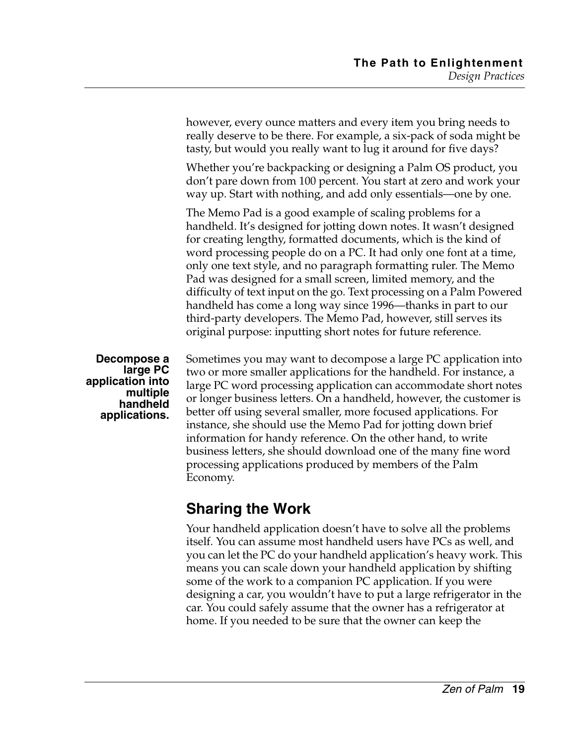however, every ounce matters and every item you bring needs to really deserve to be there. For example, a six-pack of soda might be tasty, but would you really want to lug it around for five days?

Whether you're backpacking or designing a Palm OS product, you don't pare down from 100 percent. You start at zero and work your way up. Start with nothing, and add only essentials—one by one.

The Memo Pad is a good example of scaling problems for a handheld. It's designed for jotting down notes. It wasn't designed for creating lengthy, formatted documents, which is the kind of word processing people do on a PC. It had only one font at a time, only one text style, and no paragraph formatting ruler. The Memo Pad was designed for a small screen, limited memory, and the difficulty of text input on the go. Text processing on a Palm Powered handheld has come a long way since 1996—thanks in part to our third-party developers. The Memo Pad, however, still serves its original purpose: inputting short notes for future reference.

**Decompose a large PC application into multiple handheld applications.**

Sometimes you may want to decompose a large PC application into two or more smaller applications for the handheld. For instance, a large PC word processing application can accommodate short notes or longer business letters. On a handheld, however, the customer is better off using several smaller, more focused applications. For instance, she should use the Memo Pad for jotting down brief information for handy reference. On the other hand, to write business letters, she should download one of the many fine word processing applications produced by members of the Palm Economy.

## Sharing the Work

Your handheld application doesn't have to solve all the problems itself. You can assume most handheld users have PCs as well, and you can let the PC do your handheld application's heavy work. This means you can scale down your handheld application by shifting some of the work to a companion PC application. If you were designing a car, you wouldn't have to put a large refrigerator in the car. You could safely assume that the owner has a refrigerator at home. If you needed to be sure that the owner can keep the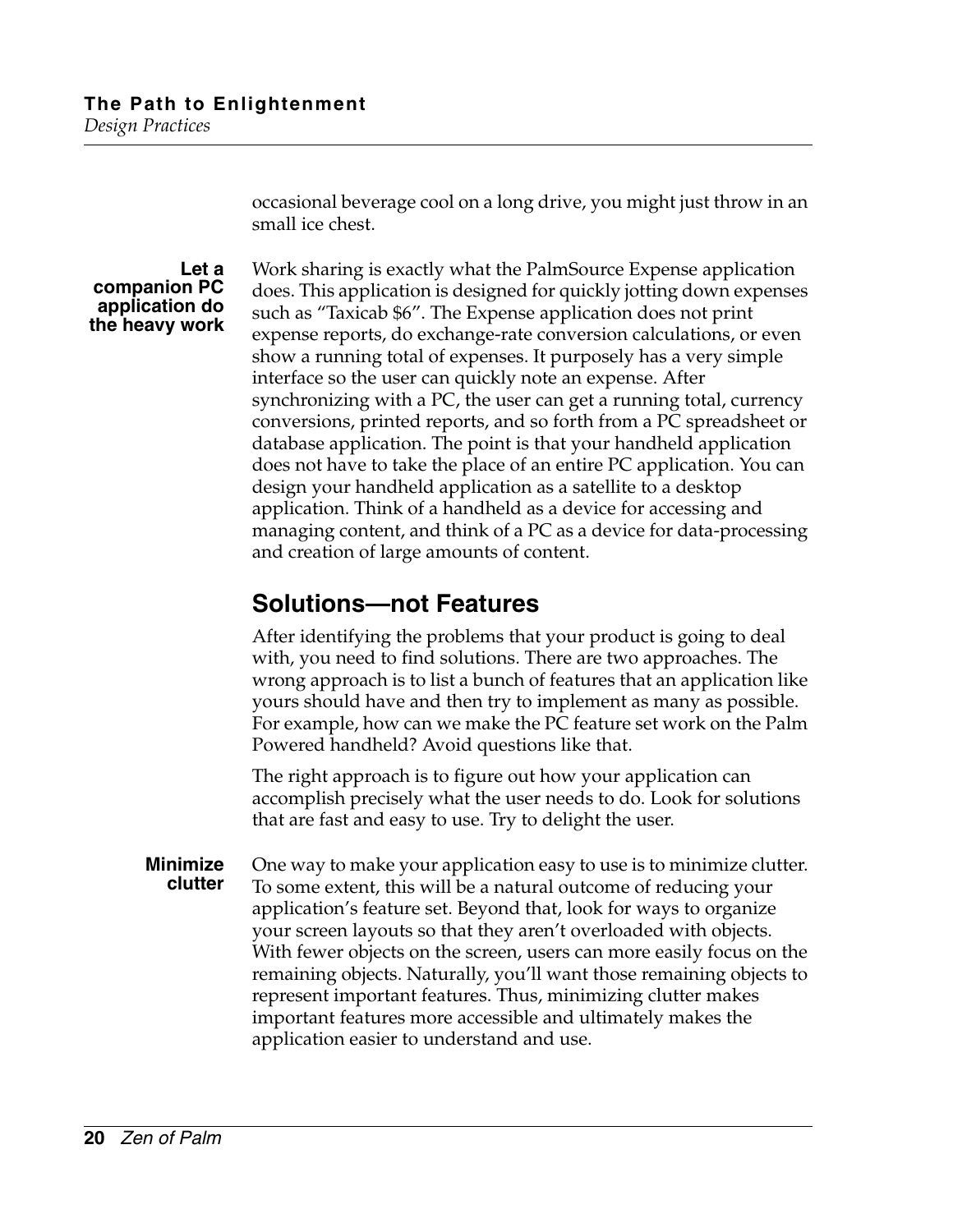occasional beverage cool on a long drive, you might just throw in an small ice chest.

**Let a companion PC application do the heavy work**

Work sharing is exactly what the PalmSource Expense application does. This application is designed for quickly jotting down expenses such as “Taxicab $6”. The Expense application does not print expense reports, do exchange-rate conversion calculations, or even show a running total of expenses. It purposely has a very simple interface so the user can quickly note an expense. After synchronizing with a PC, the user can get a running total, currency conversions, printed reports, and so forth from a PC spreadsheet or database application. The point is that your handheld application does not have to take the place of an entire PC application. You can design your handheld application as a satellite to a desktop application. Think of a handheld as a device for accessing and managing content, and think of a PC as a device for data-processing and creation of large amounts of content.

## Solutions—not Features

After identifying the problems that your product is going to deal with, you need to find solutions. There are two approaches. The wrong approach is to list a bunch of features that an application like yours should have and then try to implement as many as possible. For example, how can we make the PC feature set work on the Palm Powered handheld? Avoid questions like that.

The right approach is to figure out how your application can accomplish precisely what the user needs to do. Look for solutions that are fast and easy to use. Try to delight the user.

**Minimize clutter**

One way to make your application easy to use is to minimize clutter. To some extent, this will be a natural outcome of reducing your application’s feature set. Beyond that, look for ways to organize your screen layouts so that they aren’t overloaded with objects. With fewer objects on the screen, users can more easily focus on the remaining objects. Naturally, you’ll want those remaining objects to represent important features. Thus, minimizing clutter makes important features more accessible and ultimately makes the application easier to understand and use.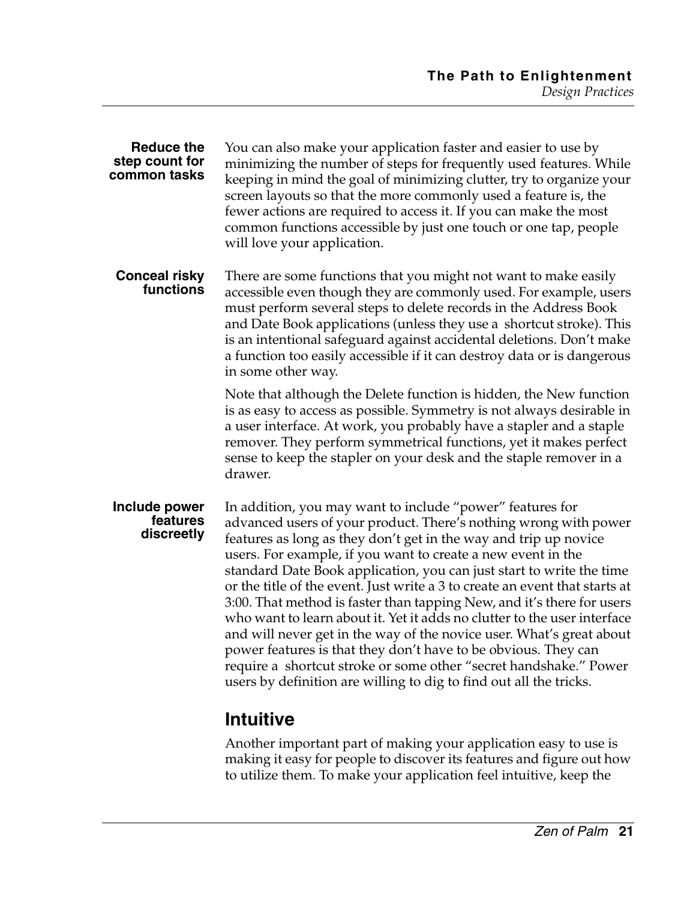**Reduce the step count for common tasks**

You can also make your application faster and easier to use by minimizing the number of steps for frequently used features. While keeping in mind the goal of minimizing clutter, try to organize your screen layouts so that the more commonly used a feature is, the fewer actions are required to access it. If you can make the most common functions accessible by just one touch or one tap, people will love your application.

**Conceal risky functions**

There are some functions that you might not want to make easily accessible even though they are commonly used. For example, users must perform several steps to delete records in the Address Book and Date Book applications (unless they use a shortcut stroke). This is an intentional safeguard against accidental deletions. Don't make a function too easily accessible if it can destroy data or is dangerous in some other way.

Note that although the Delete function is hidden, the New function is as easy to access as possible. Symmetry is not always desirable in a user interface. At work, you probably have a stapler and a staple remover. They perform symmetrical functions, yet it makes perfect sense to keep the stapler on your desk and the staple remover in a drawer.

**Include power features discreetly**

In addition, you may want to include "power" features for advanced users of your product. There's nothing wrong with power features as long as they don't get in the way and trip up novice users. For example, if you want to create a new event in the standard Date Book application, you can just start to write the time or the title of the event. Just write a 3 to create an event that starts at 3:00. That method is faster than tapping New, and it's there for users who want to learn about it. Yet it adds no clutter to the user interface and will never get in the way of the novice user. What's great about power features is that they don't have to be obvious. They can require a shortcut stroke or some other "secret handshake." Power users by definition are willing to dig to find out all the tricks.

## Intuitive

Another important part of making your application easy to use is making it easy for people to discover its features and figure out how to utilize them. To make your application feel intuitive, keep the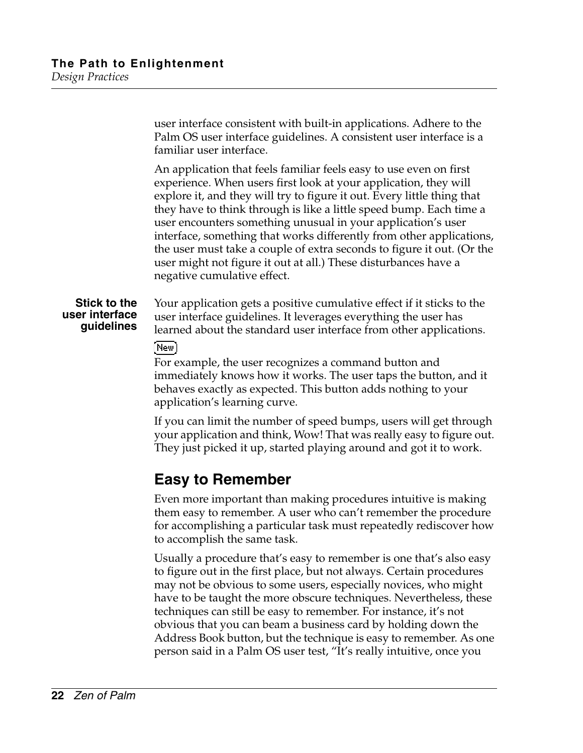user interface consistent with built-in applications. Adhere to the Palm OS user interface guidelines. A consistent user interface is a familiar user interface.

An application that feels familiar feels easy to use even on first experience. When users first look at your application, they will explore it, and they will try to figure it out. Every little thing that they have to think through is like a little speed bump. Each time a user encounters something unusual in your application's user interface, something that works differently from other applications, the user must take a couple of extra seconds to figure it out. (Or the user might not figure it out at all.) These disturbances have a negative cumulative effect.

**Stick to the user interface guidelines**

Your application gets a positive cumulative effect if it sticks to the user interface guidelines. It leverages everything the user has learned about the standard user interface from other applications.

New

For example, the user recognizes a command button and immediately knows how it works. The user taps the button, and it behaves exactly as expected. This button adds nothing to your application's learning curve.

If you can limit the number of speed bumps, users will get through your application and think, Wow! That was really easy to figure out. They just picked it up, started playing around and got it to work.

## Easy to Remember

Even more important than making procedures intuitive is making them easy to remember. A user who can't remember the procedure for accomplishing a particular task must repeatedly rediscover how to accomplish the same task.

Usually a procedure that's easy to remember is one that's also easy to figure out in the first place, but not always. Certain procedures may not be obvious to some users, especially novices, who might have to be taught the more obscure techniques. Nevertheless, these techniques can still be easy to remember. For instance, it's not obvious that you can beam a business card by holding down the Address Book button, but the technique is easy to remember. As one person said in a Palm OS user test, "It's really intuitive, once you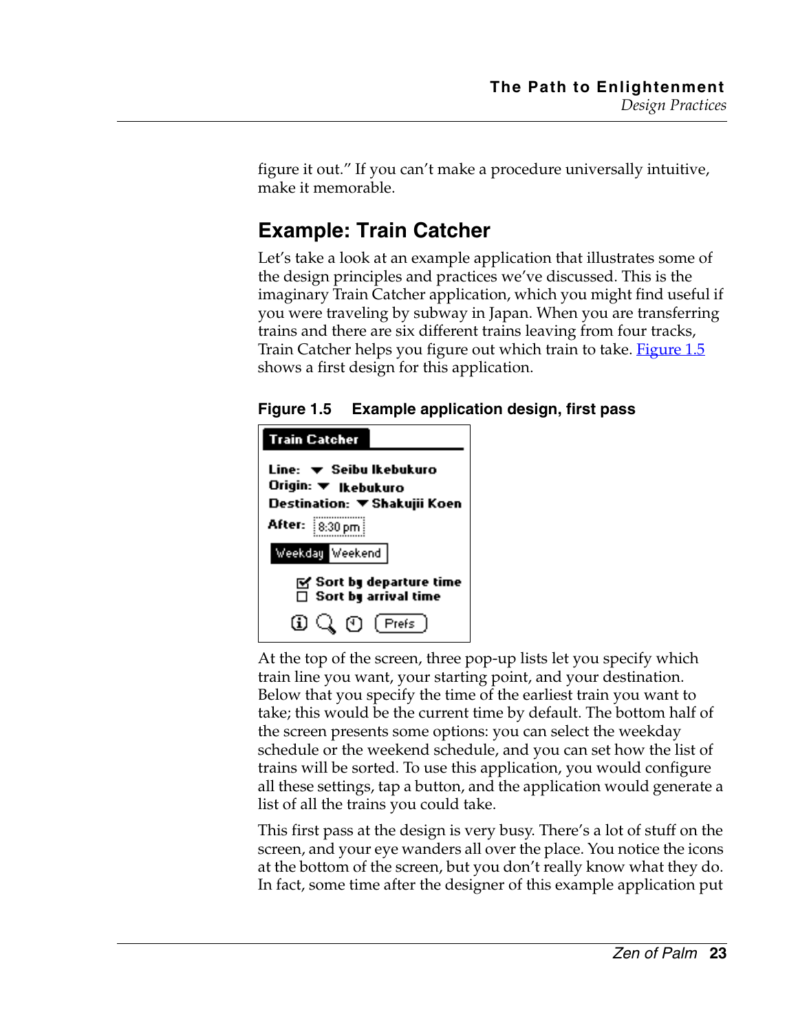figure it out." If you can't make a procedure universally intuitive, make it memorable.

## Example: Train Catcher

Let's take a look at an example application that illustrates some of the design principles and practices we've discussed. This is the imaginary Train Catcher application, which you might find useful if you were traveling by subway in Japan. When you are transferring trains and there are six different trains leaving from four tracks, Train Catcher helps you figure out which train to take. Figure 1.5 shows a first design for this application.

**Figure 1.5 Example application design, first pass**

At the top of the screen, three pop-up lists let you specify which train line you want, your starting point, and your destination. Below that you specify the time of the earliest train you want to take; this would be the current time by default. The bottom half of the screen presents some options: you can select the weekday schedule or the weekend schedule, and you can set how the list of trains will be sorted. To use this application, you would configure all these settings, tap a button, and the application would generate a list of all the trains you could take.

This first pass at the design is very busy. There's a lot of stuff on the screen, and your eye wanders all over the place. You notice the icons at the bottom of the screen, but you don't really know what they do. In fact, some time after the designer of this example application put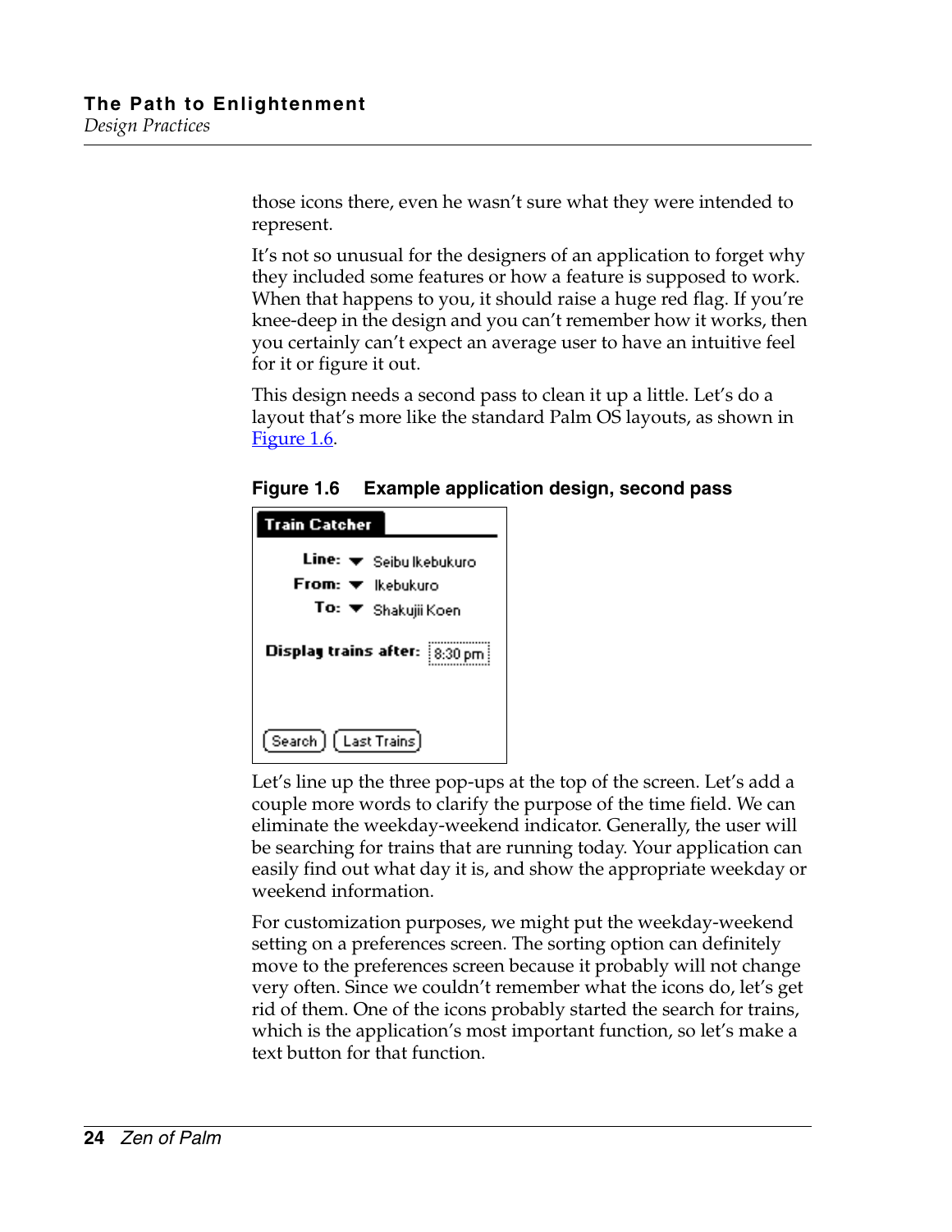those icons there, even he wasn't sure what they were intended to represent.

It's not so unusual for the designers of an application to forget why they included some features or how a feature is supposed to work. When that happens to you, it should raise a huge red flag. If you're knee-deep in the design and you can't remember how it works, then you certainly can't expect an average user to have an intuitive feel for it or figure it out.

This design needs a second pass to clean it up a little. Let's do a layout that's more like the standard Palm OS layouts, as shown in Figure 1.6.

**Figure 1.6 Example application design, second pass**

Let's line up the three pop-ups at the top of the screen. Let's add a couple more words to clarify the purpose of the time field. We can eliminate the weekday-weekend indicator. Generally, the user will be searching for trains that are running today. Your application can easily find out what day it is, and show the appropriate weekday or weekend information.

For customization purposes, we might put the weekday-weekend setting on a preferences screen. The sorting option can definitely move to the preferences screen because it probably will not change very often. Since we couldn't remember what the icons do, let's get rid of them. One of the icons probably started the search for trains, which is the application's most important function, so let's make a text button for that function.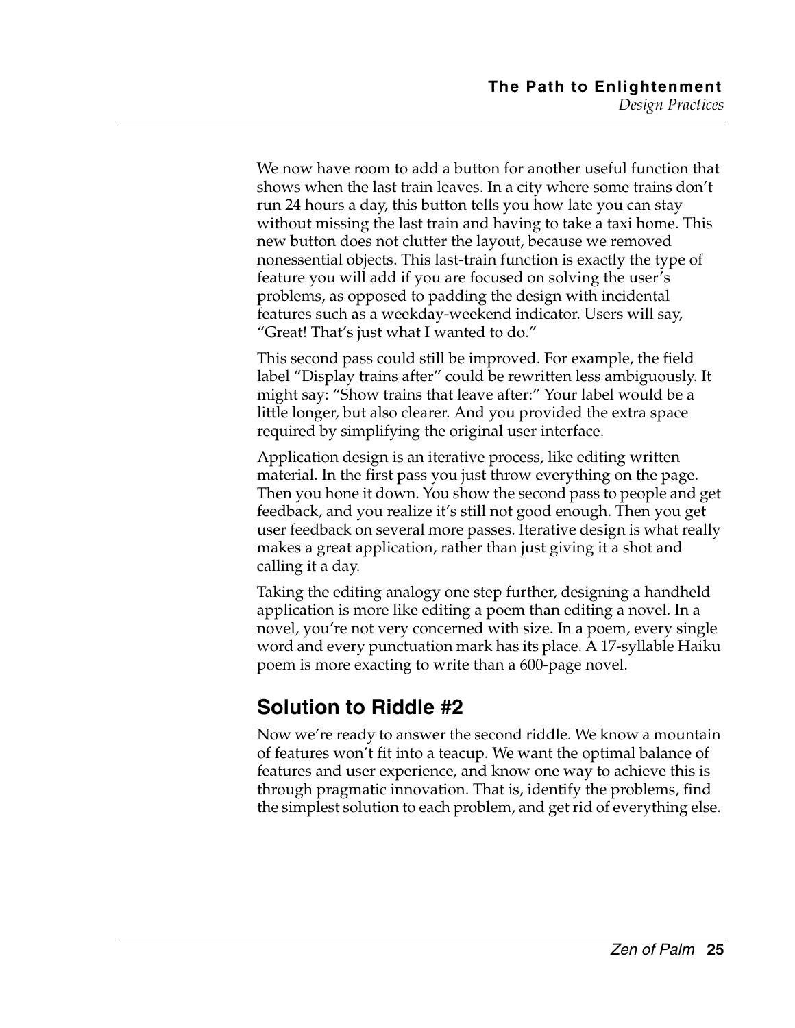We now have room to add a button for another useful function that shows when the last train leaves. In a city where some trains don't run 24 hours a day, this button tells you how late you can stay without missing the last train and having to take a taxi home. This new button does not clutter the layout, because we removed nonessential objects. This last-train function is exactly the type of feature you will add if you are focused on solving the user's problems, as opposed to padding the design with incidental features such as a weekday-weekend indicator. Users will say, "Great! That's just what I wanted to do."

This second pass could still be improved. For example, the field label "Display trains after" could be rewritten less ambiguously. It might say: "Show trains that leave after:" Your label would be a little longer, but also clearer. And you provided the extra space required by simplifying the original user interface.

Application design is an iterative process, like editing written material. In the first pass you just throw everything on the page. Then you hone it down. You show the second pass to people and get feedback, and you realize it's still not good enough. Then you get user feedback on several more passes. Iterative design is what really makes a great application, rather than just giving it a shot and calling it a day.

Taking the editing analogy one step further, designing a handheld application is more like editing a poem than editing a novel. In a novel, you're not very concerned with size. In a poem, every single word and every punctuation mark has its place. A 17-syllable Haiku poem is more exacting to write than a 600-page novel.

## Solution to Riddle #2

Now we're ready to answer the second riddle. We know a mountain of features won't fit into a teacup. We want the optimal balance of features and user experience, and know one way to achieve this is through pragmatic innovation. That is, identify the problems, find the simplest solution to each problem, and get rid of everything else.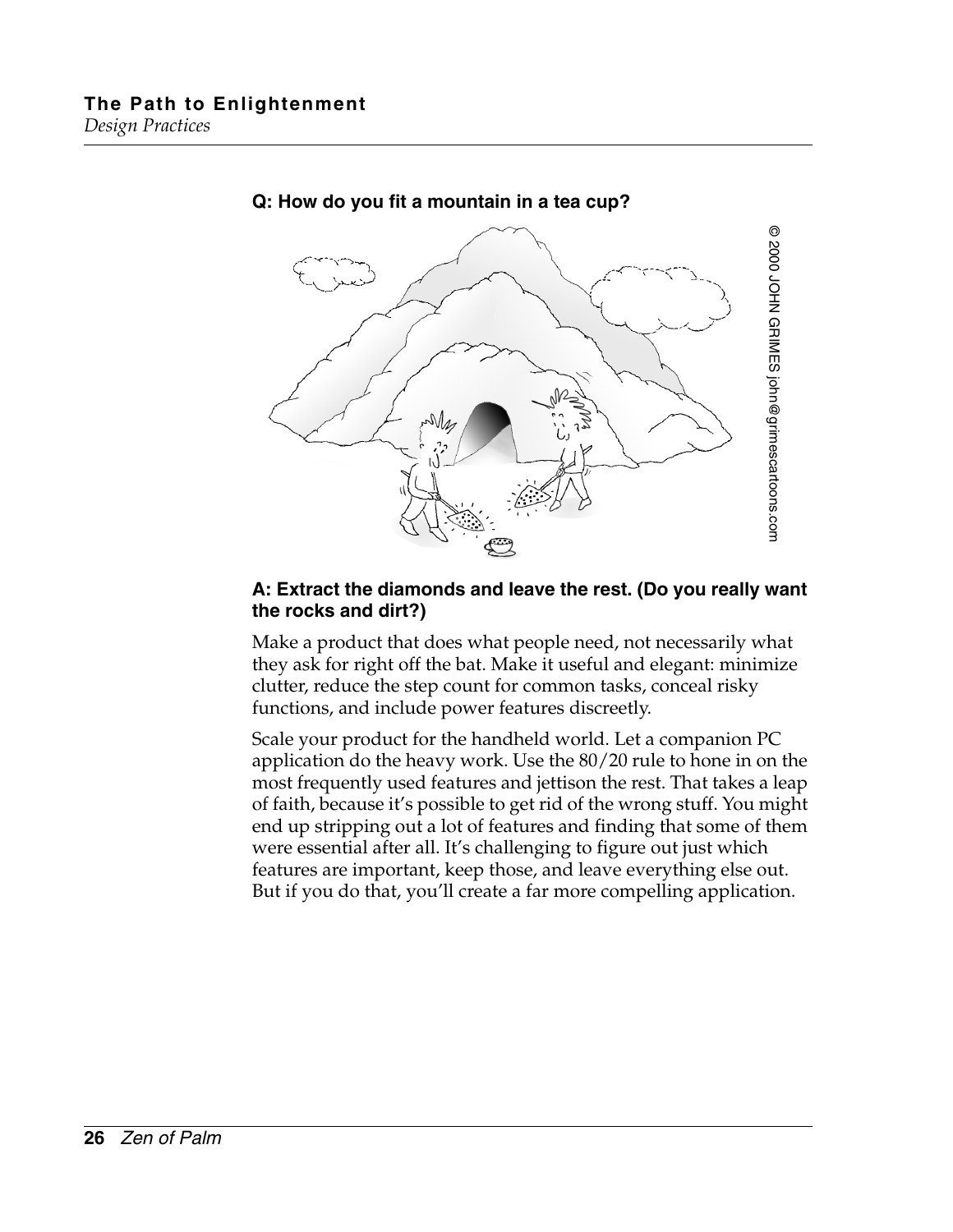**Q: How do you fit a mountain in a tea cup?**

**A: Extract the diamonds and leave the rest. (Do you really want the rocks and dirt?)**

Make a product that does what people need, not necessarily what they ask for right off the bat. Make it useful and elegant: minimize clutter, reduce the step count for common tasks, conceal risky functions, and include power features discreetly.

Scale your product for the handheld world. Let a companion PC application do the heavy work. Use the 80/20 rule to hone in on the most frequently used features and jettison the rest. That takes a leap of faith, because it's possible to get rid of the wrong stuff. You might end up stripping out a lot of features and finding that some of them were essential after all. It's challenging to figure out just which features are important, keep those, and leave everything else out. But if you do that, you'll create a far more compelling application.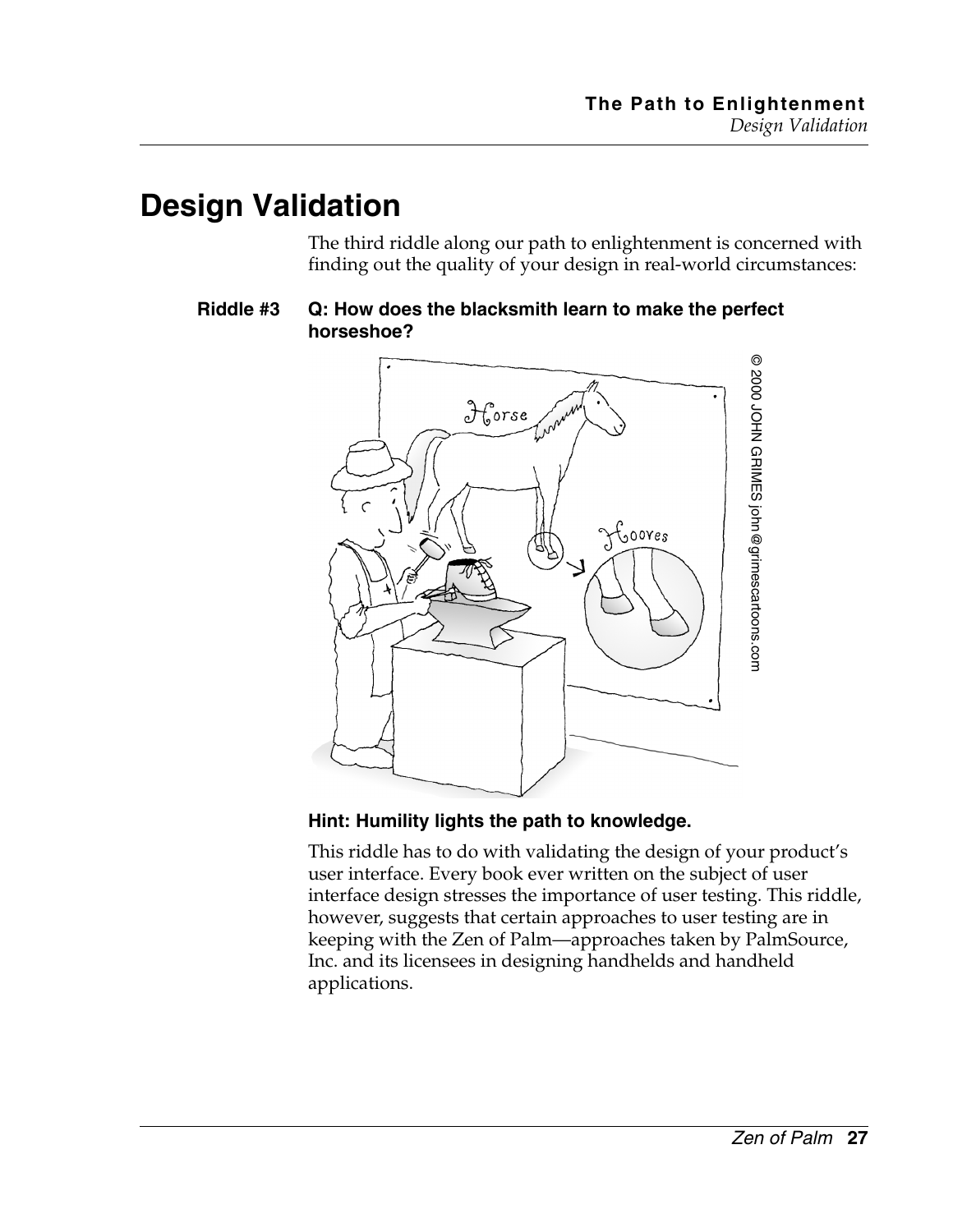# Design Validation

The third riddle along our path to enlightenment is concerned with finding out the quality of your design in real-world circumstances:

**Riddle #3** **Q: How does the blacksmith learn to make the perfect horseshoe?**

**Hint: Humility lights the path to knowledge.**

This riddle has to do with validating the design of your product's user interface. Every book ever written on the subject of user interface design stresses the importance of user testing. This riddle, however, suggests that certain approaches to user testing are in keeping with the Zen of Palm—approaches taken by PalmSource, Inc. and its licensees in designing handhelds and handheld applications.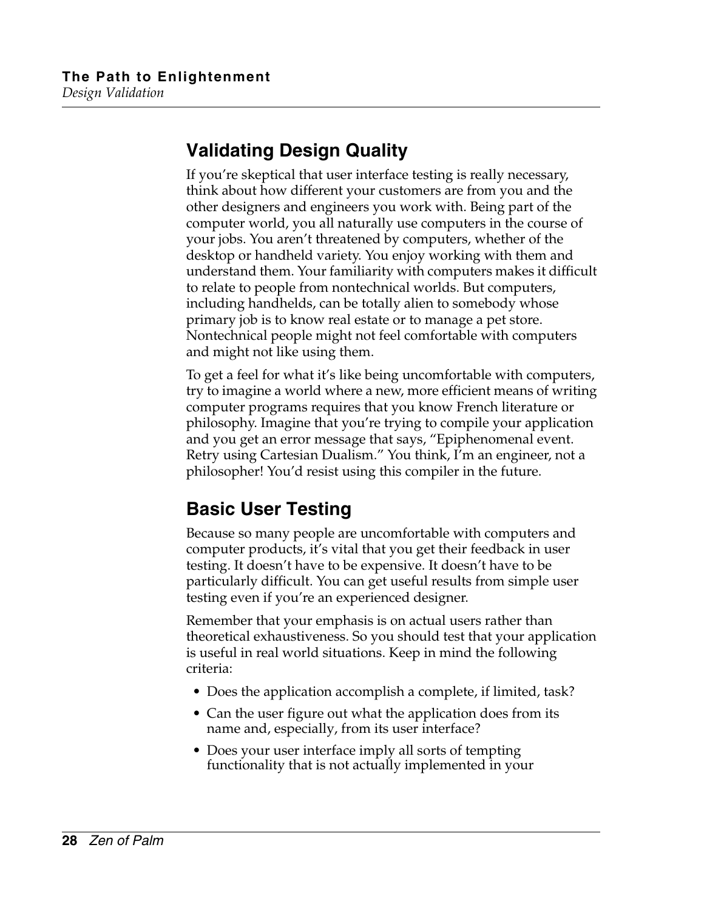## Validating Design Quality

If you're skeptical that user interface testing is really necessary, think about how different your customers are from you and the other designers and engineers you work with. Being part of the computer world, you all naturally use computers in the course of your jobs. You aren't threatened by computers, whether of the desktop or handheld variety. You enjoy working with them and understand them. Your familiarity with computers makes it difficult to relate to people from nontechnical worlds. But computers, including handhelds, can be totally alien to somebody whose primary job is to know real estate or to manage a pet store. Nontechnical people might not feel comfortable with computers and might not like using them.

To get a feel for what it's like being uncomfortable with computers, try to imagine a world where a new, more efficient means of writing computer programs requires that you know French literature or philosophy. Imagine that you're trying to compile your application and you get an error message that says, "Epiphenomenal event. Retry using Cartesian Dualism." You think, I'm an engineer, not a philosopher! You'd resist using this compiler in the future.

## Basic User Testing

Because so many people are uncomfortable with computers and computer products, it's vital that you get their feedback in user testing. It doesn't have to be expensive. It doesn't have to be particularly difficult. You can get useful results from simple user testing even if you're an experienced designer.

Remember that your emphasis is on actual users rather than theoretical exhaustiveness. So you should test that your application is useful in real world situations. Keep in mind the following criteria:

- Does the application accomplish a complete, if limited, task?
- Can the user figure out what the application does from its name and, especially, from its user interface?
- Does your user interface imply all sorts of tempting functionality that is not actually implemented in your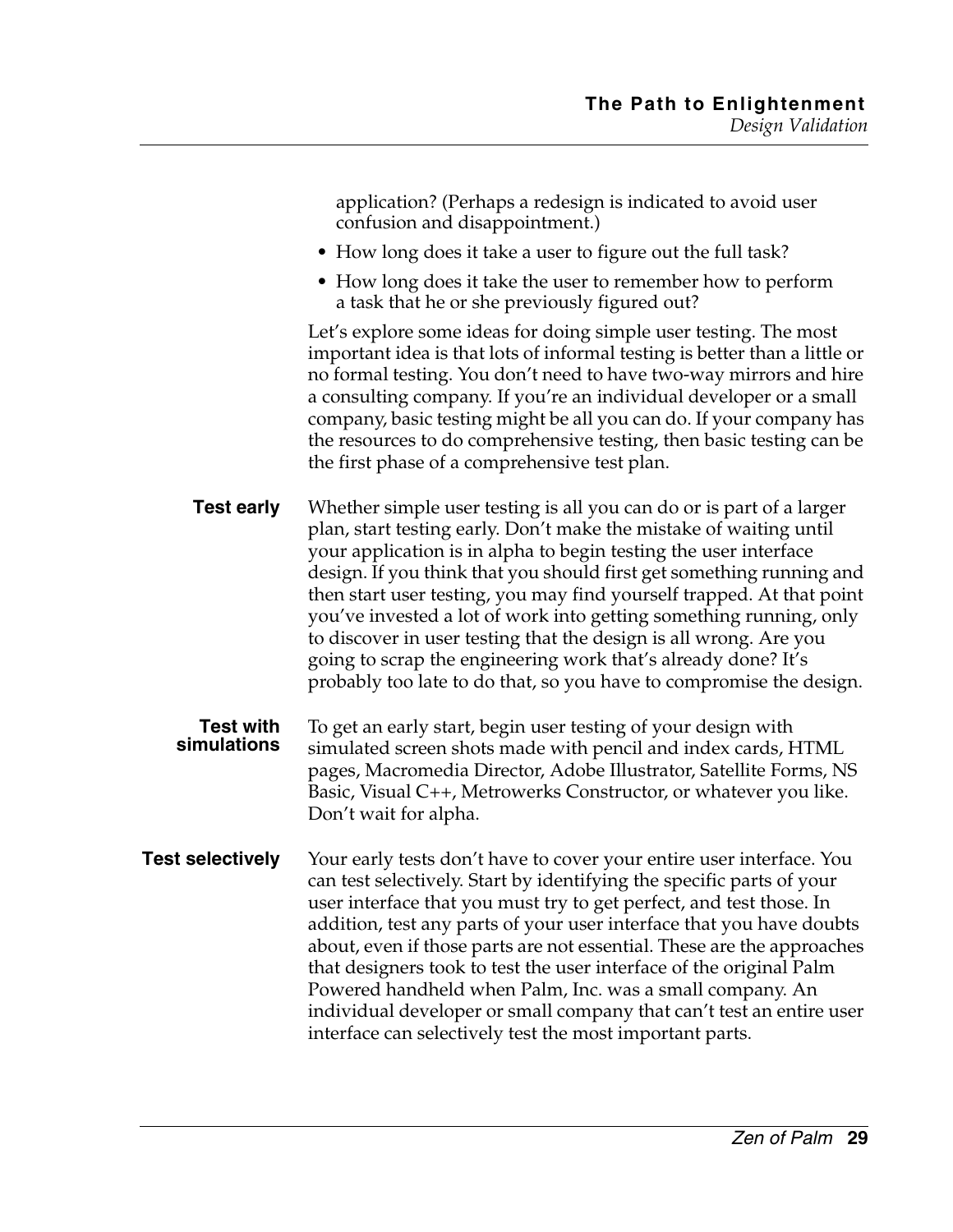application? (Perhaps a redesign is indicated to avoid user confusion and disappointment.)

- How long does it take a user to figure out the full task?
- How long does it take the user to remember how to perform a task that he or she previously figured out?

Let's explore some ideas for doing simple user testing. The most important idea is that lots of informal testing is better than a little or no formal testing. You don't need to have two-way mirrors and hire a consulting company. If you're an individual developer or a small company, basic testing might be all you can do. If your company has the resources to do comprehensive testing, then basic testing can be the first phase of a comprehensive test plan.

**Test early**

Whether simple user testing is all you can do or is part of a larger plan, start testing early. Don't make the mistake of waiting until your application is in alpha to begin testing the user interface design. If you think that you should first get something running and then start user testing, you may find yourself trapped. At that point you've invested a lot of work into getting something running, only to discover in user testing that the design is all wrong. Are you going to scrap the engineering work that's already done? It's probably too late to do that, so you have to compromise the design.

**Test with simulations**

To get an early start, begin user testing of your design with simulated screen shots made with pencil and index cards, HTML pages, Macromedia Director, Adobe Illustrator, Satellite Forms, NS Basic, Visual C++, Metrowerks Constructor, or whatever you like. Don't wait for alpha.

**Test selectively**

Your early tests don't have to cover your entire user interface. You can test selectively. Start by identifying the specific parts of your user interface that you must try to get perfect, and test those. In addition, test any parts of your user interface that you have doubts about, even if those parts are not essential. These are the approaches that designers took to test the user interface of the original Palm Powered handheld when Palm, Inc. was a small company. An individual developer or small company that can't test an entire user interface can selectively test the most important parts.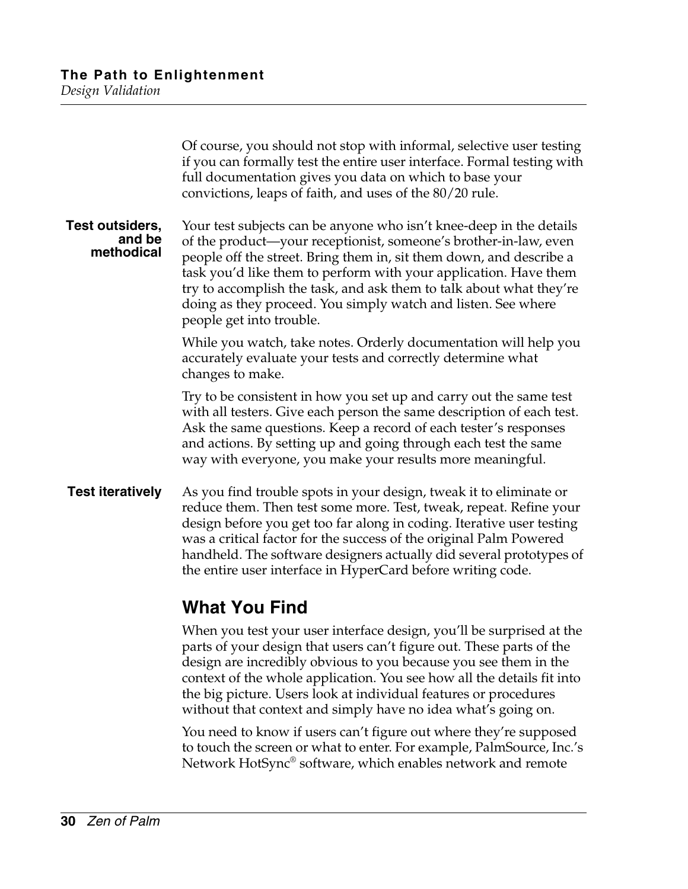Of course, you should not stop with informal, selective user testing if you can formally test the entire user interface. Formal testing with full documentation gives you data on which to base your convictions, leaps of faith, and uses of the 80/20 rule.

**Test outsiders, and be methodical**

Your test subjects can be anyone who isn't knee-deep in the details of the product—your receptionist, someone's brother-in-law, even people off the street. Bring them in, sit them down, and describe a task you'd like them to perform with your application. Have them try to accomplish the task, and ask them to talk about what they're doing as they proceed. You simply watch and listen. See where people get into trouble.

While you watch, take notes. Orderly documentation will help you accurately evaluate your tests and correctly determine what changes to make.

Try to be consistent in how you set up and carry out the same test with all testers. Give each person the same description of each test. Ask the same questions. Keep a record of each tester's responses and actions. By setting up and going through each test the same way with everyone, you make your results more meaningful.

**Test iteratively**

As you find trouble spots in your design, tweak it to eliminate or reduce them. Then test some more. Test, tweak, repeat. Refine your design before you get too far along in coding. Iterative user testing was a critical factor for the success of the original Palm Powered handheld. The software designers actually did several prototypes of the entire user interface in HyperCard before writing code.

## What You Find

When you test your user interface design, you'll be surprised at the parts of your design that users can't figure out. These parts of the design are incredibly obvious to you because you see them in the context of the whole application. You see how all the details fit into the big picture. Users look at individual features or procedures without that context and simply have no idea what's going on.

You need to know if users can't figure out where they're supposed to touch the screen or what to enter. For example, PalmSource, Inc.'s Network HotSync® software, which enables network and remote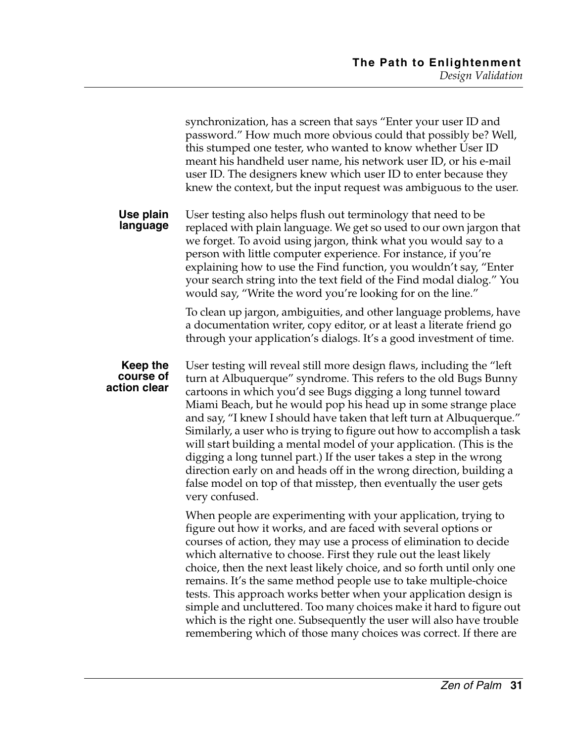synchronization, has a screen that says “Enter your user ID and password.” How much more obvious could that possibly be? Well, this stumped one tester, who wanted to know whether User ID meant his handheld user name, his network user ID, or his e-mail user ID. The designers knew which user ID to enter because they knew the context, but the input request was ambiguous to the user.

**Use plain language**

User testing also helps flush out terminology that need to be replaced with plain language. We get so used to our own jargon that we forget. To avoid using jargon, think what you would say to a person with little computer experience. For instance, if you’re explaining how to use the Find function, you wouldn’t say, “Enter your search string into the text field of the Find modal dialog.” You would say, “Write the word you’re looking for on the line.”

To clean up jargon, ambiguities, and other language problems, have a documentation writer, copy editor, or at least a literate friend go through your application’s dialogs. It’s a good investment of time.

**Keep the course of action clear**

User testing will reveal still more design flaws, including the “left turn at Albuquerque” syndrome. This refers to the old Bugs Bunny cartoons in which you’d see Bugs digging a long tunnel toward Miami Beach, but he would pop his head up in some strange place and say, “I knew I should have taken that left turn at Albuquerque.” Similarly, a user who is trying to figure out how to accomplish a task will start building a mental model of your application. (This is the digging a long tunnel part.) If the user takes a step in the wrong direction early on and heads off in the wrong direction, building a false model on top of that misstep, then eventually the user gets very confused.

When people are experimenting with your application, trying to figure out how it works, and are faced with several options or courses of action, they may use a process of elimination to decide which alternative to choose. First they rule out the least likely choice, then the next least likely choice, and so forth until only one remains. It’s the same method people use to take multiple-choice tests. This approach works better when your application design is simple and uncluttered. Too many choices make it hard to figure out which is the right one. Subsequently the user will also have trouble remembering which of those many choices was correct. If there are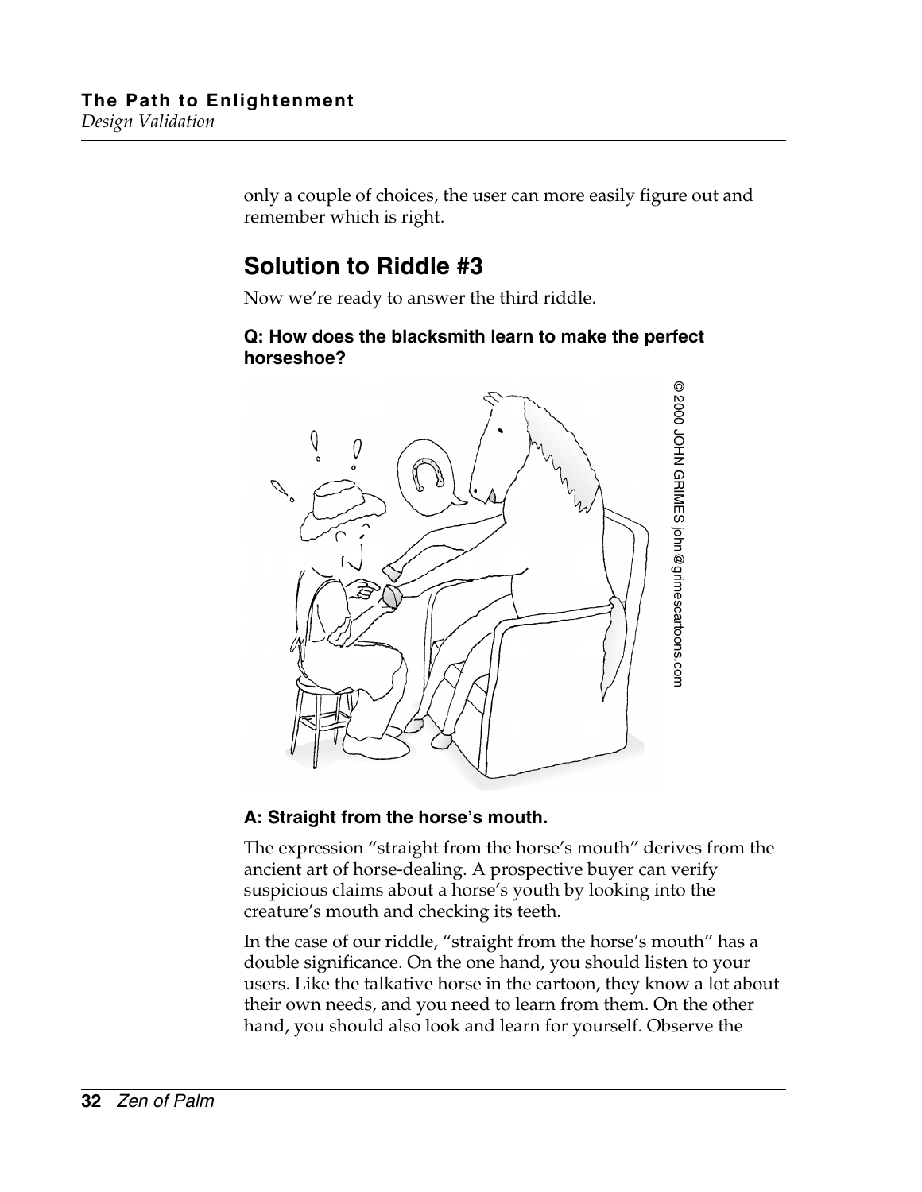only a couple of choices, the user can more easily figure out and remember which is right.

## Solution to Riddle #3

Now we're ready to answer the third riddle.

**Q: How does the blacksmith learn to make the perfect horseshoe?**

© 2000 JOHN GRIMES john@grimescartoons.com

**A: Straight from the horse's mouth.**

The expression "straight from the horse's mouth" derives from the ancient art of horse-dealing. A prospective buyer can verify suspicious claims about a horse's youth by looking into the creature's mouth and checking its teeth.

In the case of our riddle, "straight from the horse's mouth" has a double significance. On the one hand, you should listen to your users. Like the talkative horse in the cartoon, they know a lot about their own needs, and you need to learn from them. On the other hand, you should also look and learn for yourself. Observe the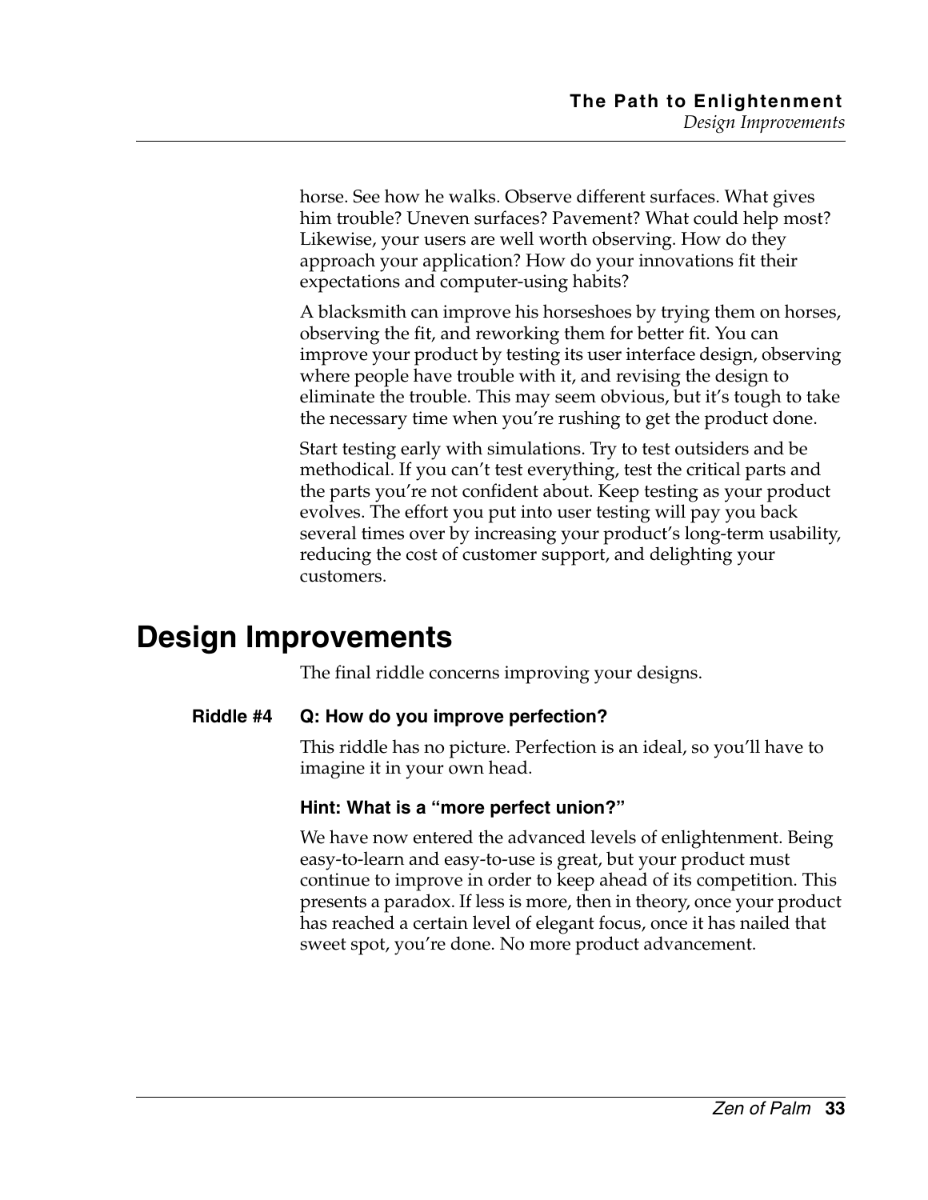horse. See how he walks. Observe different surfaces. What gives him trouble? Uneven surfaces? Pavement? What could help most? Likewise, your users are well worth observing. How do they approach your application? How do your innovations fit their expectations and computer-using habits?

A blacksmith can improve his horseshoes by trying them on horses, observing the fit, and reworking them for better fit. You can improve your product by testing its user interface design, observing where people have trouble with it, and revising the design to eliminate the trouble. This may seem obvious, but it's tough to take the necessary time when you're rushing to get the product done.

Start testing early with simulations. Try to test outsiders and be methodical. If you can't test everything, test the critical parts and the parts you're not confident about. Keep testing as your product evolves. The effort you put into user testing will pay you back several times over by increasing your product's long-term usability, reducing the cost of customer support, and delighting your customers.

## Design Improvements

The final riddle concerns improving your designs.

**Riddle #4** **Q: How do you improve perfection?**

This riddle has no picture. Perfection is an ideal, so you'll have to imagine it in your own head.

**Hint: What is a "more perfect union?"**

We have now entered the advanced levels of enlightenment. Being easy-to-learn and easy-to-use is great, but your product must continue to improve in order to keep ahead of its competition. This presents a paradox. If less is more, then in theory, once your product has reached a certain level of elegant focus, once it has nailed that sweet spot, you're done. No more product advancement.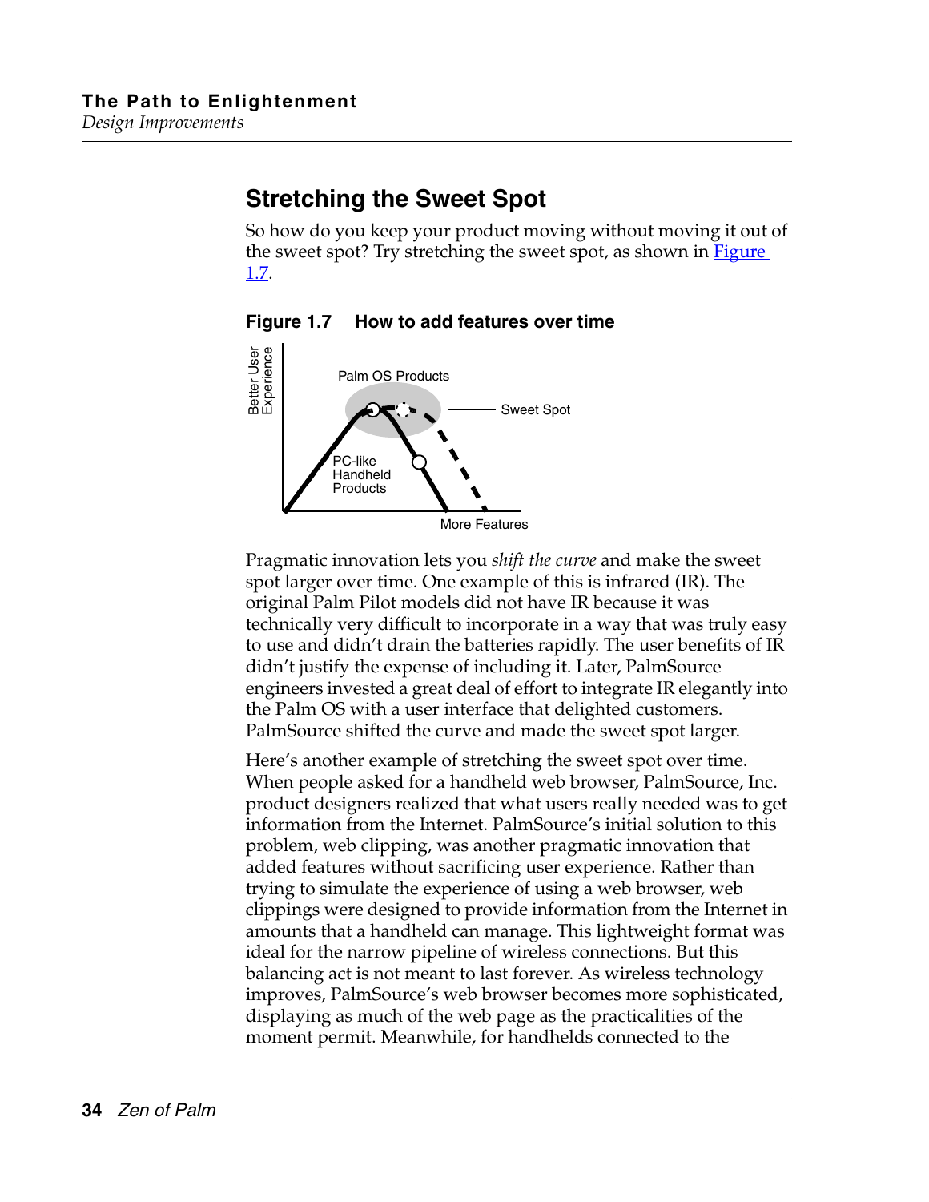## Stretching the Sweet Spot

So how do you keep your product moving without moving it out of the sweet spot? Try stretching the sweet spot, as shown in Figure 1.7.

**Figure 1.7 How to add features over time**

Pragmatic innovation lets you *shift the curve* and make the sweet spot larger over time. One example of this is infrared (IR). The original Palm Pilot models did not have IR because it was technically very difficult to incorporate in a way that was truly easy to use and didn't drain the batteries rapidly. The user benefits of IR didn't justify the expense of including it. Later, PalmSource engineers invested a great deal of effort to integrate IR elegantly into the Palm OS with a user interface that delighted customers. PalmSource shifted the curve and made the sweet spot larger.

Here's another example of stretching the sweet spot over time. When people asked for a handheld web browser, PalmSource, Inc. product designers realized that what users really needed was to get information from the Internet. PalmSource's initial solution to this problem, web clipping, was another pragmatic innovation that added features without sacrificing user experience. Rather than trying to simulate the experience of using a web browser, web clippings were designed to provide information from the Internet in amounts that a handheld can manage. This lightweight format was ideal for the narrow pipeline of wireless connections. But this balancing act is not meant to last forever. As wireless technology improves, PalmSource's web browser becomes more sophisticated, displaying as much of the web page as the practicalities of the moment permit. Meanwhile, for handhelds connected to the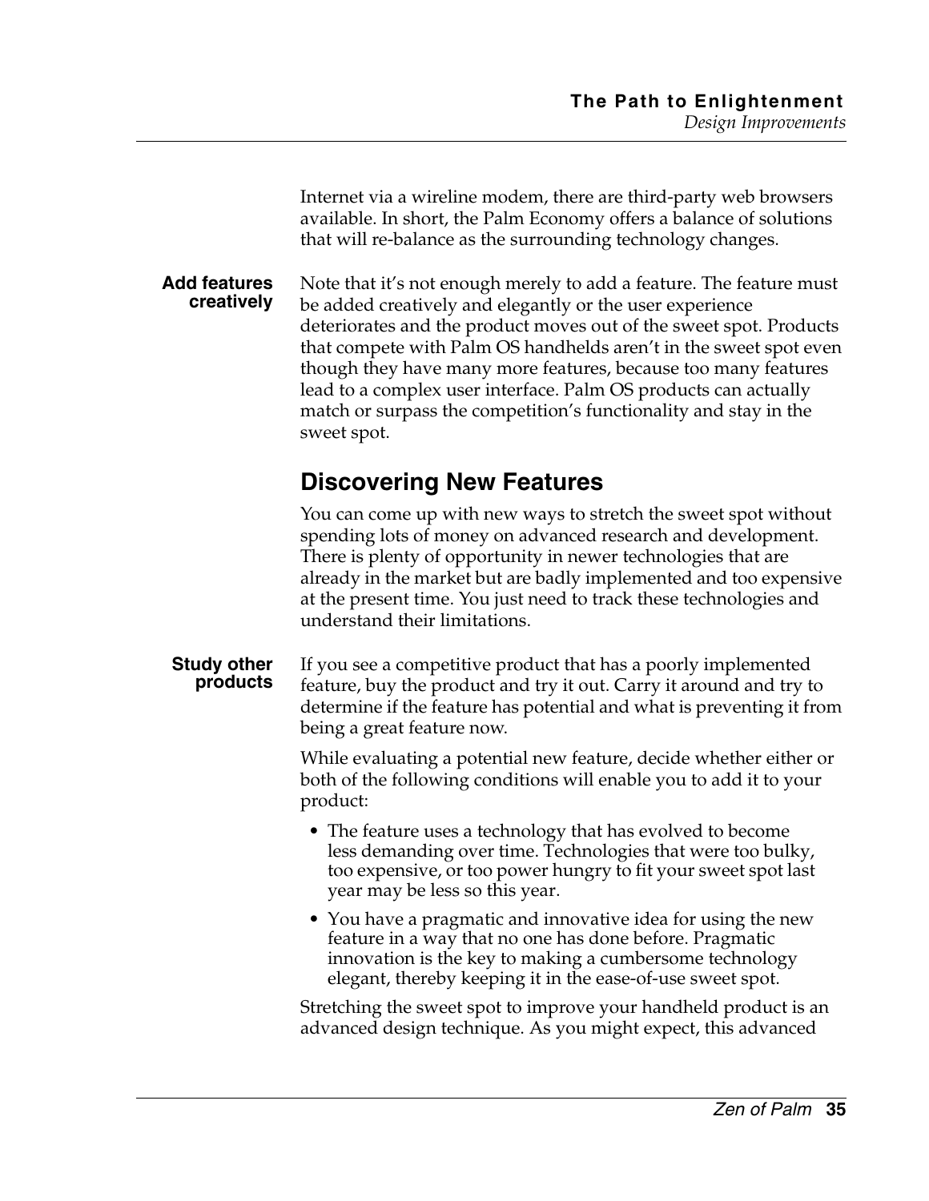Internet via a wireline modem, there are third-party web browsers available. In short, the Palm Economy offers a balance of solutions that will re-balance as the surrounding technology changes.

**Add features creatively**

Note that it's not enough merely to add a feature. The feature must be added creatively and elegantly or the user experience deteriorates and the product moves out of the sweet spot. Products that compete with Palm OS handhelds aren't in the sweet spot even though they have many more features, because too many features lead to a complex user interface. Palm OS products can actually match or surpass the competition's functionality and stay in the sweet spot.

## Discovering New Features

You can come up with new ways to stretch the sweet spot without spending lots of money on advanced research and development. There is plenty of opportunity in newer technologies that are already in the market but are badly implemented and too expensive at the present time. You just need to track these technologies and understand their limitations.

**Study other products**

If you see a competitive product that has a poorly implemented feature, buy the product and try it out. Carry it around and try to determine if the feature has potential and what is preventing it from being a great feature now.

While evaluating a potential new feature, decide whether either or both of the following conditions will enable you to add it to your product:

- The feature uses a technology that has evolved to become less demanding over time. Technologies that were too bulky, too expensive, or too power hungry to fit your sweet spot last year may be less so this year.
- You have a pragmatic and innovative idea for using the new feature in a way that no one has done before. Pragmatic innovation is the key to making a cumbersome technology elegant, thereby keeping it in the ease-of-use sweet spot.

Stretching the sweet spot to improve your handheld product is an advanced design technique. As you might expect, this advanced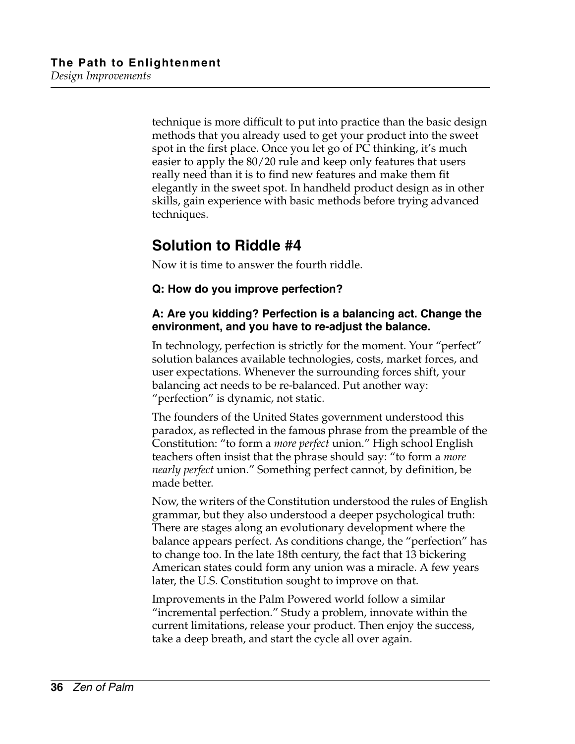technique is more difficult to put into practice than the basic design methods that you already used to get your product into the sweet spot in the first place. Once you let go of PC thinking, it's much easier to apply the 80/20 rule and keep only features that users really need than it is to find new features and make them fit elegantly in the sweet spot. In handheld product design as in other skills, gain experience with basic methods before trying advanced techniques.

## Solution to Riddle #4

Now it is time to answer the fourth riddle.

**Q: How do you improve perfection?**

**A: Are you kidding? Perfection is a balancing act. Change the environment, and you have to re-adjust the balance.**

In technology, perfection is strictly for the moment. Your "perfect" solution balances available technologies, costs, market forces, and user expectations. Whenever the surrounding forces shift, your balancing act needs to be re-balanced. Put another way: "perfection" is dynamic, not static.

The founders of the United States government understood this paradox, as reflected in the famous phrase from the preamble of the Constitution: "to form a *more perfect* union." High school English teachers often insist that the phrase should say: "to form a *more nearly perfect* union." Something perfect cannot, by definition, be made better.

Now, the writers of the Constitution understood the rules of English grammar, but they also understood a deeper psychological truth: There are stages along an evolutionary development where the balance appears perfect. As conditions change, the "perfection" has to change too. In the late 18th century, the fact that 13 bickering American states could form any union was a miracle. A few years later, the U.S. Constitution sought to improve on that.

Improvements in the Palm Powered world follow a similar "incremental perfection." Study a problem, innovate within the current limitations, release your product. Then enjoy the success, take a deep breath, and start the cycle all over again.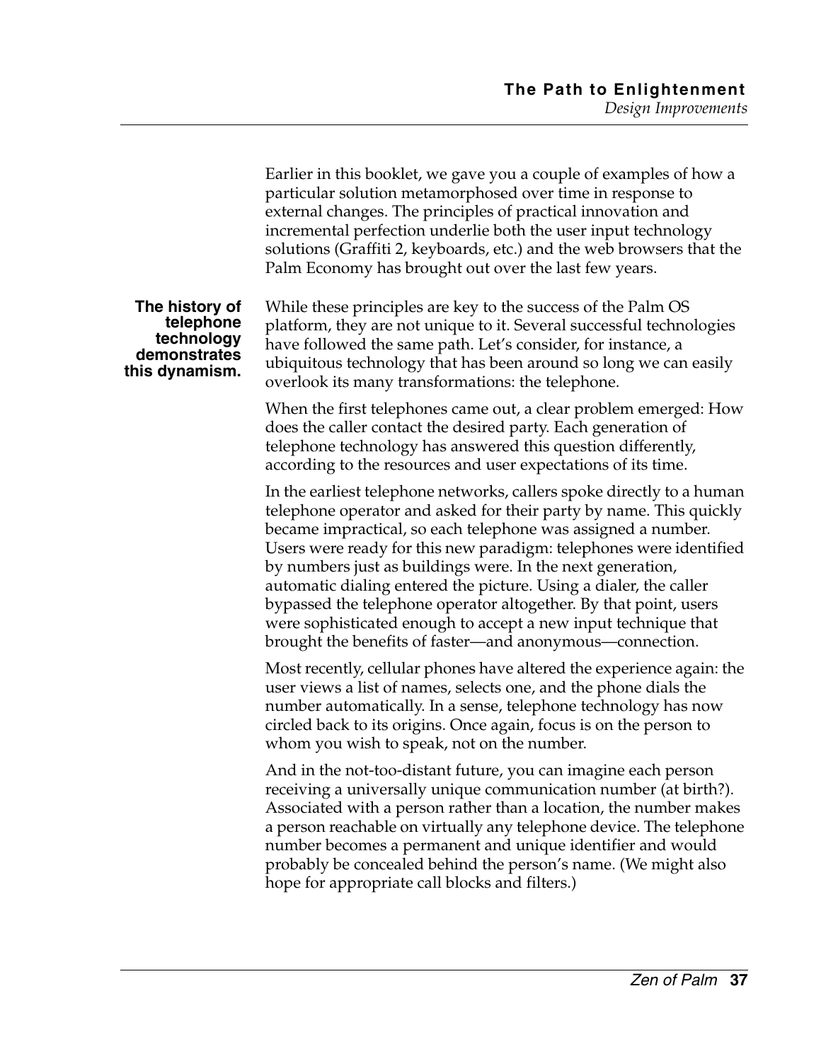Earlier in this booklet, we gave you a couple of examples of how a particular solution metamorphosed over time in response to external changes. The principles of practical innovation and incremental perfection underlie both the user input technology solutions (Graffiti 2, keyboards, etc.) and the web browsers that the Palm Economy has brought out over the last few years.

**The history of telephone technology demonstrates this dynamism.**

While these principles are key to the success of the Palm OS platform, they are not unique to it. Several successful technologies have followed the same path. Let's consider, for instance, a ubiquitous technology that has been around so long we can easily overlook its many transformations: the telephone.

When the first telephones came out, a clear problem emerged: How does the caller contact the desired party. Each generation of telephone technology has answered this question differently, according to the resources and user expectations of its time.

In the earliest telephone networks, callers spoke directly to a human telephone operator and asked for their party by name. This quickly became impractical, so each telephone was assigned a number. Users were ready for this new paradigm: telephones were identified by numbers just as buildings were. In the next generation, automatic dialing entered the picture. Using a dialer, the caller bypassed the telephone operator altogether. By that point, users were sophisticated enough to accept a new input technique that brought the benefits of faster—and anonymous—connection.

Most recently, cellular phones have altered the experience again: the user views a list of names, selects one, and the phone dials the number automatically. In a sense, telephone technology has now circled back to its origins. Once again, focus is on the person to whom you wish to speak, not on the number.

And in the not-too-distant future, you can imagine each person receiving a universally unique communication number (at birth?). Associated with a person rather than a location, the number makes a person reachable on virtually any telephone device. The telephone number becomes a permanent and unique identifier and would probably be concealed behind the person's name. (We might also hope for appropriate call blocks and filters.)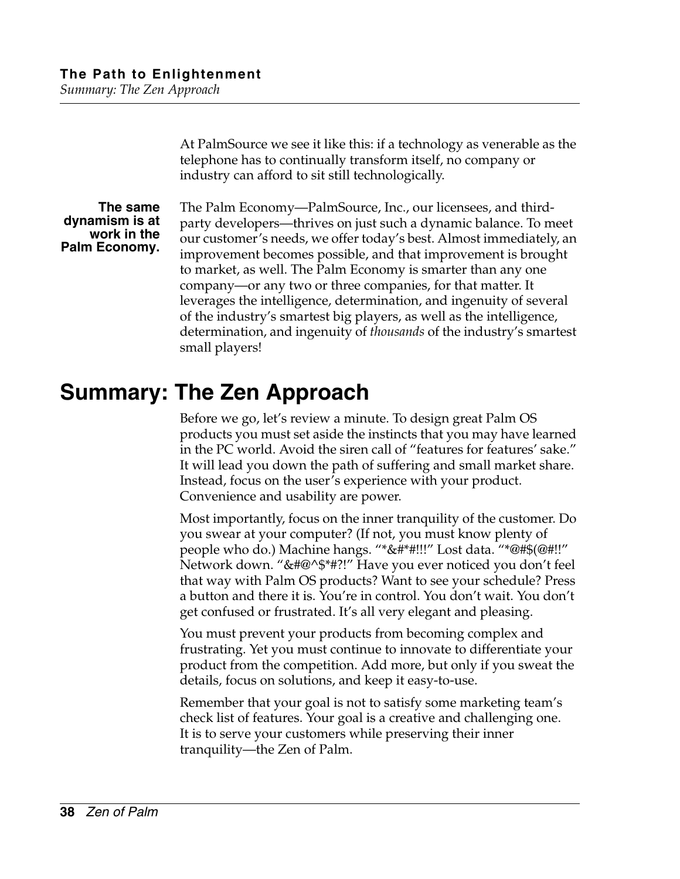At PalmSource we see it like this: if a technology as venerable as the telephone has to continually transform itself, no company or industry can afford to sit still technologically.

**The same dynamism is at work in the Palm Economy.**

The Palm Economy—PalmSource, Inc., our licensees, and third-party developers—thrives on just such a dynamic balance. To meet our customer's needs, we offer today's best. Almost immediately, an improvement becomes possible, and that improvement is brought to market, as well. The Palm Economy is smarter than any one company—or any two or three companies, for that matter. It leverages the intelligence, determination, and ingenuity of several of the industry's smartest big players, as well as the intelligence, determination, and ingenuity of *thousands* of the industry's smartest small players!

## Summary: The Zen Approach

Before we go, let's review a minute. To design great Palm OS products you must set aside the instincts that you may have learned in the PC world. Avoid the siren call of "features for features' sake." It will lead you down the path of suffering and small market share. Instead, focus on the user's experience with your product. Convenience and usability are power.

Most importantly, focus on the inner tranquility of the customer. Do you swear at your computer? (If not, you must know plenty of people who do.) Machine hangs. "*&#*#!!!" Lost data. "*@#$(@#!!" Network down. "&#@^$*#?!" Have you ever noticed you don't feel that way with Palm OS products? Want to see your schedule? Press a button and there it is. You're in control. You don't wait. You don't get confused or frustrated. It's all very elegant and pleasing.

You must prevent your products from becoming complex and frustrating. Yet you must continue to innovate to differentiate your product from the competition. Add more, but only if you sweat the details, focus on solutions, and keep it easy-to-use.

Remember that your goal is not to satisfy some marketing team's check list of features. Your goal is a creative and challenging one. It is to serve your customers while preserving their inner tranquility—the Zen of Palm.